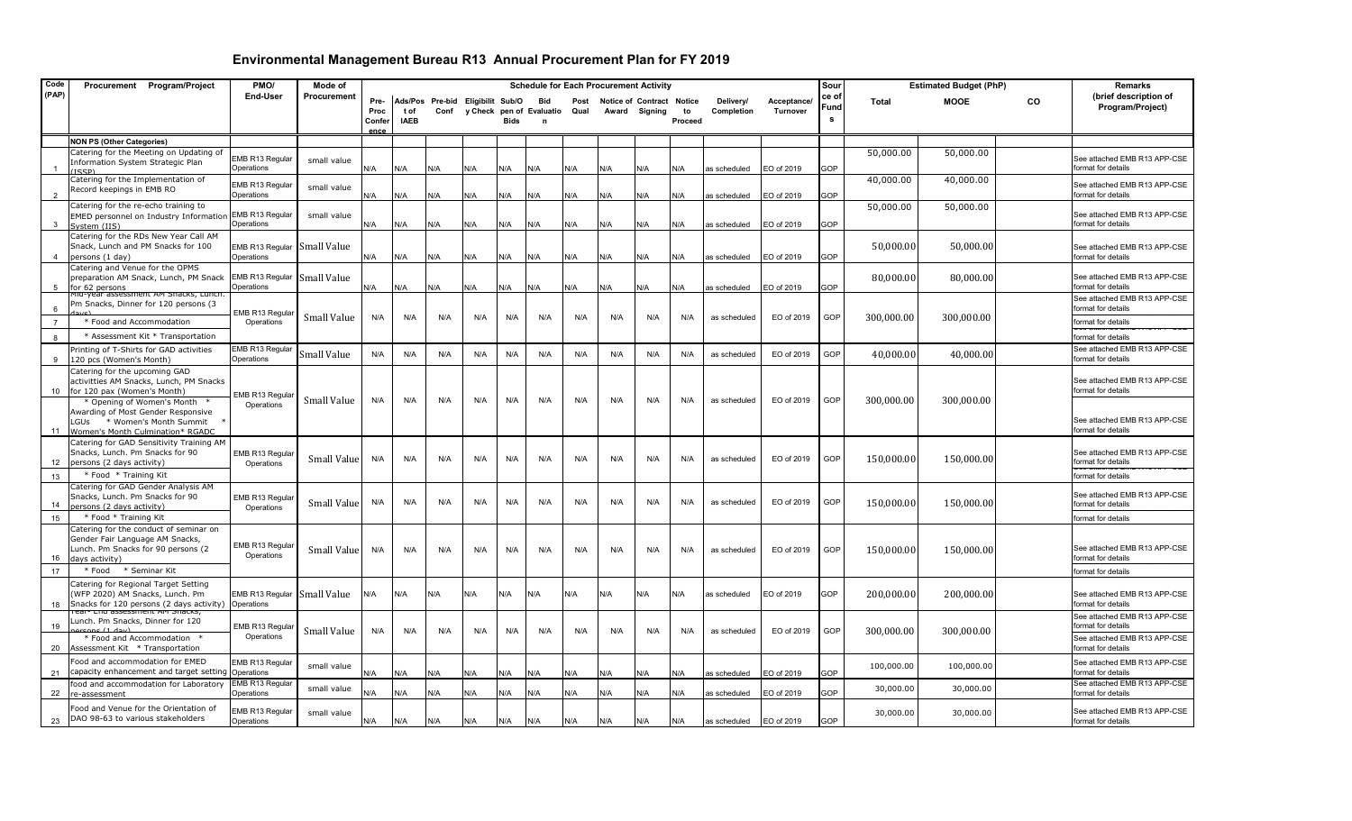# Environmental Management Bureau R13 Annual Procurement Plan for FY 2019

| Code (PAP) | Procurement Program/Project | PMO/ End-User | Mode of Procurement | Schedule for Each Procurement Activity | | | | | | | | | | | | | Source of Funds | Estimated Budget (PhP) | | | Remarks (brief description of Program/Project) |
|---|---|---|---|---|---|---|---|---|---|---|---|---|---|---|---|---|---|---|---|---|---|
| | | | | Pre-Proc Conference | Ads/Post of IAEB | Pre-bid Conf | Eligibility Check | Sub/Open of Bids | Bid Evaluation | Post Qual | Notice of Award | Contract Signing | Notice to Proceed | Delivery/ Completion | Acceptance/ Turnover | | | Total | MOOE | CO | |
| | **NON PS (Other Categories)** | | | | | | | | | | | | | | | | | | | | |
| 1 | Catering for the Meeting on Updating of Information System Strategic Plan (ISSP) | EMB R13 Regular Operations | small value | N/A | N/A | N/A | N/A | N/A | N/A | N/A | N/A | N/A | N/A | as scheduled | EO of 2019 | | GOP | 50,000.00 | 50,000.00 | | See attached EMB R13 APP-CSE format for details |
| 2 | Catering for the Implementation of Record keepings in EMB RO | EMB R13 Regular Operations | small value | N/A | N/A | N/A | N/A | N/A | N/A | N/A | N/A | N/A | N/A | as scheduled | EO of 2019 | | GOP | 40,000.00 | 40,000.00 | | See attached EMB R13 APP-CSE format for details |
| 3 | Catering for the re-echo training to EMED personnel on Industry Information System (IIS) | EMB R13 Regular Operations | small value | N/A | N/A | N/A | N/A | N/A | N/A | N/A | N/A | N/A | N/A | as scheduled | EO of 2019 | | GOP | 50,000.00 | 50,000.00 | | See attached EMB R13 APP-CSE format for details |
| 4 | Catering for the RDs New Year Call AM Snack, Lunch and PM Snacks for 100 persons (1 day) | EMB R13 Regular Operations | Small Value | N/A | N/A | N/A | N/A | N/A | N/A | N/A | N/A | N/A | N/A | as scheduled | EO of 2019 | | GOP | 50,000.00 | 50,000.00 | | See attached EMB R13 APP-CSE format for details |
| 5 | Catering and Venue for the OPMS preparation AM Snack, Lunch, PM Snack for 62 persons | EMB R13 Regular Operations | Small Value | N/A | N/A | N/A | N/A | N/A | N/A | N/A | N/A | N/A | N/A | as scheduled | EO of 2019 | | GOP | 80,000.00 | 80,000.00 | | See attached EMB R13 APP-CSE format for details |
| 6 | Mid-year assessment AM Snacks, Lunch. Pm Snacks, Dinner for 120 persons (3 days) | EMB R13 Regular Operations | Small Value | N/A | N/A | N/A | N/A | N/A | N/A | N/A | N/A | N/A | N/A | as scheduled | EO of 2019 | | GOP | 300,000.00 | 300,000.00 | | See attached EMB R13 APP-CSE format for details |
| 7 | * Food and Accommodation | | | | | | | | | | | | | | | | | | | | format for details |
| 8 | * Assessment Kit * Transportation | | | | | | | | | | | | | | | | | | | | format for details |
| 9 | Printing of T-Shirts for GAD activities 120 pcs (Women's Month) | EMB R13 Regular Operations | Small Value | N/A | N/A | N/A | N/A | N/A | N/A | N/A | N/A | N/A | N/A | as scheduled | EO of 2019 | | GOP | 40,000.00 | 40,000.00 | | See attached EMB R13 APP-CSE format for details |
| 10 | Catering for the upcoming GAD activitties AM Snacks, Lunch, PM Snacks for 120 pax (Women's Month) | EMB R13 Regular Operations | Small Value | N/A | N/A | N/A | N/A | N/A | N/A | N/A | N/A | N/A | N/A | as scheduled | EO of 2019 | | GOP | 300,000.00 | 300,000.00 | | See attached EMB R13 APP-CSE format for details |
| 11 | * Opening of Women's Month * Awarding of Most Gender Responsive LGUs * Women's Month Summit * Women's Month Culmination* RGADC | | | | | | | | | | | | | | | | | | | | See attached EMB R13 APP-CSE format for details |
| 12 | Catering for GAD Sensitivity Training AM Snacks, Lunch. Pm Snacks for 90 persons (2 days activity) | EMB R13 Regular Operations | Small Value | N/A | N/A | N/A | N/A | N/A | N/A | N/A | N/A | N/A | N/A | as scheduled | EO of 2019 | | GOP | 150,000.00 | 150,000.00 | | See attached EMB R13 APP-CSE format for details |
| 13 | * Food * Training Kit | | | | | | | | | | | | | | | | | | | | format for details |
| 14 | Catering for GAD Gender Analysis AM Snacks, Lunch. Pm Snacks for 90 persons (2 days activity) | EMB R13 Regular Operations | Small Value | N/A | N/A | N/A | N/A | N/A | N/A | N/A | N/A | N/A | N/A | as scheduled | EO of 2019 | | GOP | 150,000.00 | 150,000.00 | | See attached EMB R13 APP-CSE format for details |
| 15 | * Food * Training Kit | | | | | | | | | | | | | | | | | | | | format for details |
| 16 | Catering for the conduct of seminar on Gender Fair Language AM Snacks, Lunch. Pm Snacks for 90 persons (2 days activity) | EMB R13 Regular Operations | Small Value | N/A | N/A | N/A | N/A | N/A | N/A | N/A | N/A | N/A | N/A | as scheduled | EO of 2019 | | GOP | 150,000.00 | 150,000.00 | | See attached EMB R13 APP-CSE format for details |
| 17 | * Food * Seminar Kit | | | | | | | | | | | | | | | | | | | | format for details |
| 18 | Catering for Regional Target Setting (WFP 2020) AM Snacks, Lunch. Pm Snacks for 120 persons (2 days activity) | EMB R13 Regular Operations | Small Value | N/A | N/A | N/A | N/A | N/A | N/A | N/A | N/A | N/A | N/A | as scheduled | EO of 2019 | | GOP | 200,000.00 | 200,000.00 | | See attached EMB R13 APP-CSE format for details |
| 19 | Year- End assessment AM Snacks, Lunch. Pm Snacks, Dinner for 120 persons (1 day) | EMB R13 Regular Operations | Small Value | N/A | N/A | N/A | N/A | N/A | N/A | N/A | N/A | N/A | N/A | as scheduled | EO of 2019 | | GOP | 300,000.00 | 300,000.00 | | See attached EMB R13 APP-CSE format for details |
| 20 | * Food and Accommodation * Assessment Kit * Transportation | | | | | | | | | | | | | | | | | | | | See attached EMB R13 APP-CSE format for details |
| 21 | Food and accommodation for EMED capacity enhancement and target setting | EMB R13 Regular Operations | small value | N/A | N/A | N/A | N/A | N/A | N/A | N/A | N/A | N/A | N/A | as scheduled | EO of 2019 | | GOP | 100,000.00 | 100,000.00 | | See attached EMB R13 APP-CSE format for details |
| 22 | food and accommodation for Laboratory re-assessment | EMB R13 Regular Operations | small value | N/A | N/A | N/A | N/A | N/A | N/A | N/A | N/A | N/A | N/A | as scheduled | EO of 2019 | | GOP | 30,000.00 | 30,000.00 | | See attached EMB R13 APP-CSE format for details |
| 23 | Food and Venue for the Orientation of DAO 98-63 to various stakeholders | EMB R13 Regular Operations | small value | N/A | N/A | N/A | N/A | N/A | N/A | N/A | N/A | N/A | N/A | as scheduled | EO of 2019 | | GOP | 30,000.00 | 30,000.00 | | See attached EMB R13 APP-CSE format for details |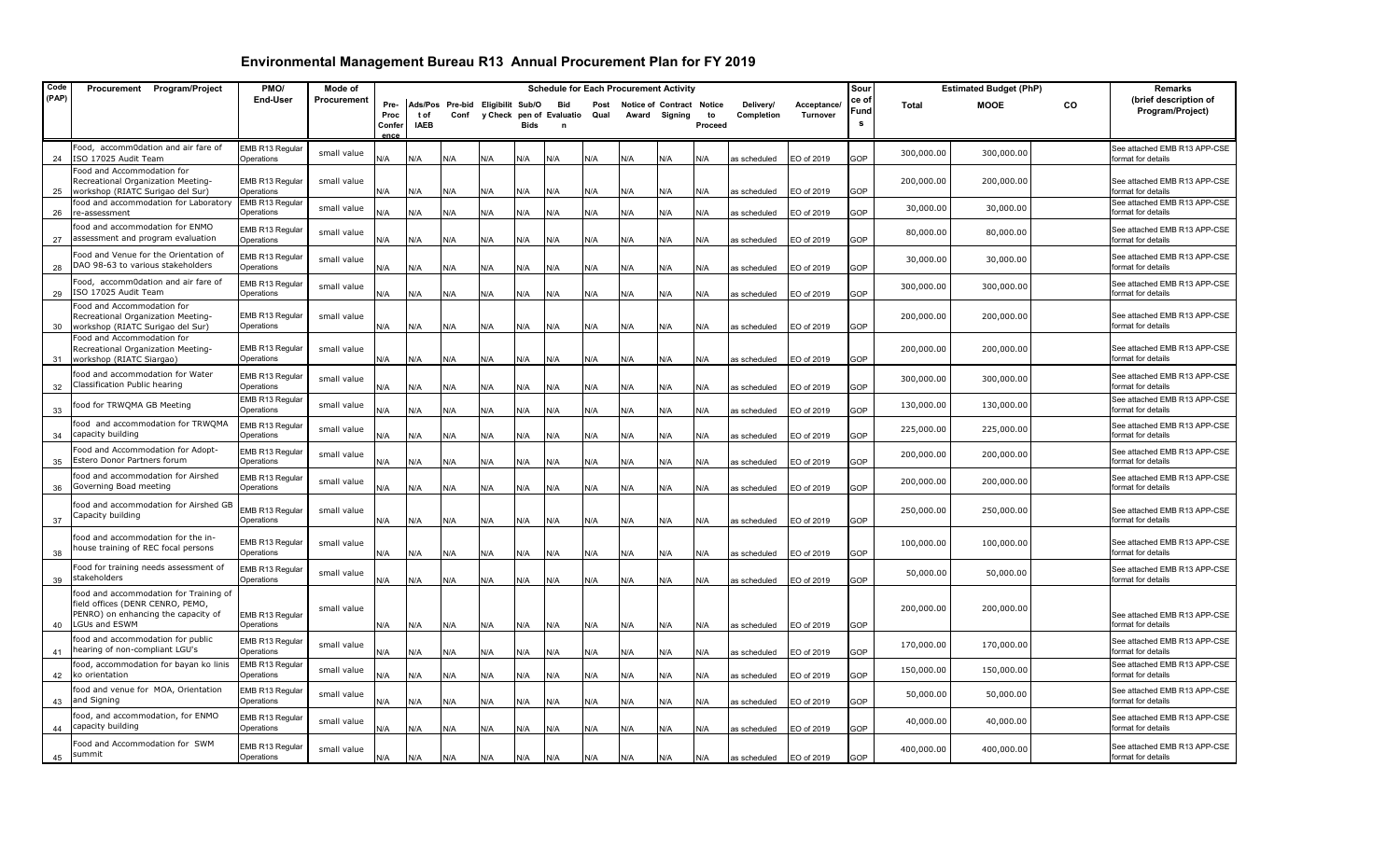# Environmental Management Bureau R13 Annual Procurement Plan for FY 2019

| Code (PAP) | Procurement Program/Project | PMO/ End-User | Mode of Procurement | Schedule for Each Procurement Activity | | | | | | | | | | | | Source of Funds | Estimated Budget (PhP) | | | Remarks (brief description of Program/Project) |
|---|---|---|---|---|---|---|---|---|---|---|---|---|---|---|---|---|---|---|---|---|
| | | | | Pre-Proc Conference | Ads/Post of IAEB | Pre-bid Conf | Eligibility Check | Sub/Open of Bids | Bid Evaluation | Post Qual | Notice of Award | Contract Signing | Notice to Proceed | Delivery/ Completion | Acceptance/ Turnover | | Total | MOOE | CO | |
| 24 | Food, accomm0dation and air fare of ISO 17025 Audit Team | EMB R13 Regular Operations | small value | N/A | N/A | N/A | N/A | N/A | N/A | N/A | N/A | N/A | N/A | as scheduled | EO of 2019 | GOP | 300,000.00 | 300,000.00 | | See attached EMB R13 APP-CSE format for details |
| 25 | Food and Accommodation for Recreational Organization Meeting-workshop (RIATC Surigao del Sur) | EMB R13 Regular Operations | small value | N/A | N/A | N/A | N/A | N/A | N/A | N/A | N/A | N/A | N/A | as scheduled | EO of 2019 | GOP | 200,000.00 | 200,000.00 | | See attached EMB R13 APP-CSE format for details |
| 26 | food and accommodation for Laboratory re-assessment | EMB R13 Regular Operations | small value | N/A | N/A | N/A | N/A | N/A | N/A | N/A | N/A | N/A | N/A | as scheduled | EO of 2019 | GOP | 30,000.00 | 30,000.00 | | See attached EMB R13 APP-CSE format for details |
| 27 | food and accommodation for ENMO assessment and program evaluation | EMB R13 Regular Operations | small value | N/A | N/A | N/A | N/A | N/A | N/A | N/A | N/A | N/A | N/A | as scheduled | EO of 2019 | GOP | 80,000.00 | 80,000.00 | | See attached EMB R13 APP-CSE format for details |
| 28 | Food and Venue for the Orientation of DAO 98-63 to various stakeholders | EMB R13 Regular Operations | small value | N/A | N/A | N/A | N/A | N/A | N/A | N/A | N/A | N/A | N/A | as scheduled | EO of 2019 | GOP | 30,000.00 | 30,000.00 | | See attached EMB R13 APP-CSE format for details |
| 29 | Food, accomm0dation and air fare of ISO 17025 Audit Team | EMB R13 Regular Operations | small value | N/A | N/A | N/A | N/A | N/A | N/A | N/A | N/A | N/A | N/A | as scheduled | EO of 2019 | GOP | 300,000.00 | 300,000.00 | | See attached EMB R13 APP-CSE format for details |
| 30 | Food and Accommodation for Recreational Organization Meeting-workshop (RIATC Surigao del Sur) | EMB R13 Regular Operations | small value | N/A | N/A | N/A | N/A | N/A | N/A | N/A | N/A | N/A | N/A | as scheduled | EO of 2019 | GOP | 200,000.00 | 200,000.00 | | See attached EMB R13 APP-CSE format for details |
| 31 | Food and Accommodation for Recreational Organization Meeting-workshop (RIATC Siargao) | EMB R13 Regular Operations | small value | N/A | N/A | N/A | N/A | N/A | N/A | N/A | N/A | N/A | N/A | as scheduled | EO of 2019 | GOP | 200,000.00 | 200,000.00 | | See attached EMB R13 APP-CSE format for details |
| 32 | food and accommodation for Water Classification Public hearing | EMB R13 Regular Operations | small value | N/A | N/A | N/A | N/A | N/A | N/A | N/A | N/A | N/A | N/A | as scheduled | EO of 2019 | GOP | 300,000.00 | 300,000.00 | | See attached EMB R13 APP-CSE format for details |
| 33 | food for TRWQMA GB Meeting | EMB R13 Regular Operations | small value | N/A | N/A | N/A | N/A | N/A | N/A | N/A | N/A | N/A | N/A | as scheduled | EO of 2019 | GOP | 130,000.00 | 130,000.00 | | See attached EMB R13 APP-CSE format for details |
| 34 | food and accommodation for TRWQMA capacity building | EMB R13 Regular Operations | small value | N/A | N/A | N/A | N/A | N/A | N/A | N/A | N/A | N/A | N/A | as scheduled | EO of 2019 | GOP | 225,000.00 | 225,000.00 | | See attached EMB R13 APP-CSE format for details |
| 35 | Food and Accommodation for Adopt-Estero Donor Partners forum | EMB R13 Regular Operations | small value | N/A | N/A | N/A | N/A | N/A | N/A | N/A | N/A | N/A | N/A | as scheduled | EO of 2019 | GOP | 200,000.00 | 200,000.00 | | See attached EMB R13 APP-CSE format for details |
| 36 | food and accommodation for Airshed Governing Boad meeting | EMB R13 Regular Operations | small value | N/A | N/A | N/A | N/A | N/A | N/A | N/A | N/A | N/A | N/A | as scheduled | EO of 2019 | GOP | 200,000.00 | 200,000.00 | | See attached EMB R13 APP-CSE format for details |
| 37 | food and accommodation for Airshed GB Capacity building | EMB R13 Regular Operations | small value | N/A | N/A | N/A | N/A | N/A | N/A | N/A | N/A | N/A | N/A | as scheduled | EO of 2019 | GOP | 250,000.00 | 250,000.00 | | See attached EMB R13 APP-CSE format for details |
| 38 | food and accommodation for the in-house training of REC focal persons | EMB R13 Regular Operations | small value | N/A | N/A | N/A | N/A | N/A | N/A | N/A | N/A | N/A | N/A | as scheduled | EO of 2019 | GOP | 100,000.00 | 100,000.00 | | See attached EMB R13 APP-CSE format for details |
| 39 | Food for training needs assessment of stakeholders | EMB R13 Regular Operations | small value | N/A | N/A | N/A | N/A | N/A | N/A | N/A | N/A | N/A | N/A | as scheduled | EO of 2019 | GOP | 50,000.00 | 50,000.00 | | See attached EMB R13 APP-CSE format for details |
| 40 | food and accommodation for Training of field offices (DENR CENRO, PEMO, PENRO) on enhancing the capacity of LGUs and ESWM | EMB R13 Regular Operations | small value | N/A | N/A | N/A | N/A | N/A | N/A | N/A | N/A | N/A | N/A | as scheduled | EO of 2019 | GOP | 200,000.00 | 200,000.00 | | See attached EMB R13 APP-CSE format for details |
| 41 | food and accommodation for public hearing of non-compliant LGU's | EMB R13 Regular Operations | small value | N/A | N/A | N/A | N/A | N/A | N/A | N/A | N/A | N/A | N/A | as scheduled | EO of 2019 | GOP | 170,000.00 | 170,000.00 | | See attached EMB R13 APP-CSE format for details |
| 42 | food, accommodation for bayan ko linis ko orientation | EMB R13 Regular Operations | small value | N/A | N/A | N/A | N/A | N/A | N/A | N/A | N/A | N/A | N/A | as scheduled | EO of 2019 | GOP | 150,000.00 | 150,000.00 | | See attached EMB R13 APP-CSE format for details |
| 43 | food and venue for MOA, Orientation and Signing | EMB R13 Regular Operations | small value | N/A | N/A | N/A | N/A | N/A | N/A | N/A | N/A | N/A | N/A | as scheduled | EO of 2019 | GOP | 50,000.00 | 50,000.00 | | See attached EMB R13 APP-CSE format for details |
| 44 | food, and accommodation, for ENMO capacity building | EMB R13 Regular Operations | small value | N/A | N/A | N/A | N/A | N/A | N/A | N/A | N/A | N/A | N/A | as scheduled | EO of 2019 | GOP | 40,000.00 | 40,000.00 | | See attached EMB R13 APP-CSE format for details |
| 45 | Food and Accommodation for SWM summit | EMB R13 Regular Operations | small value | N/A | N/A | N/A | N/A | N/A | N/A | N/A | N/A | N/A | N/A | as scheduled | EO of 2019 | GOP | 400,000.00 | 400,000.00 | | See attached EMB R13 APP-CSE format for details |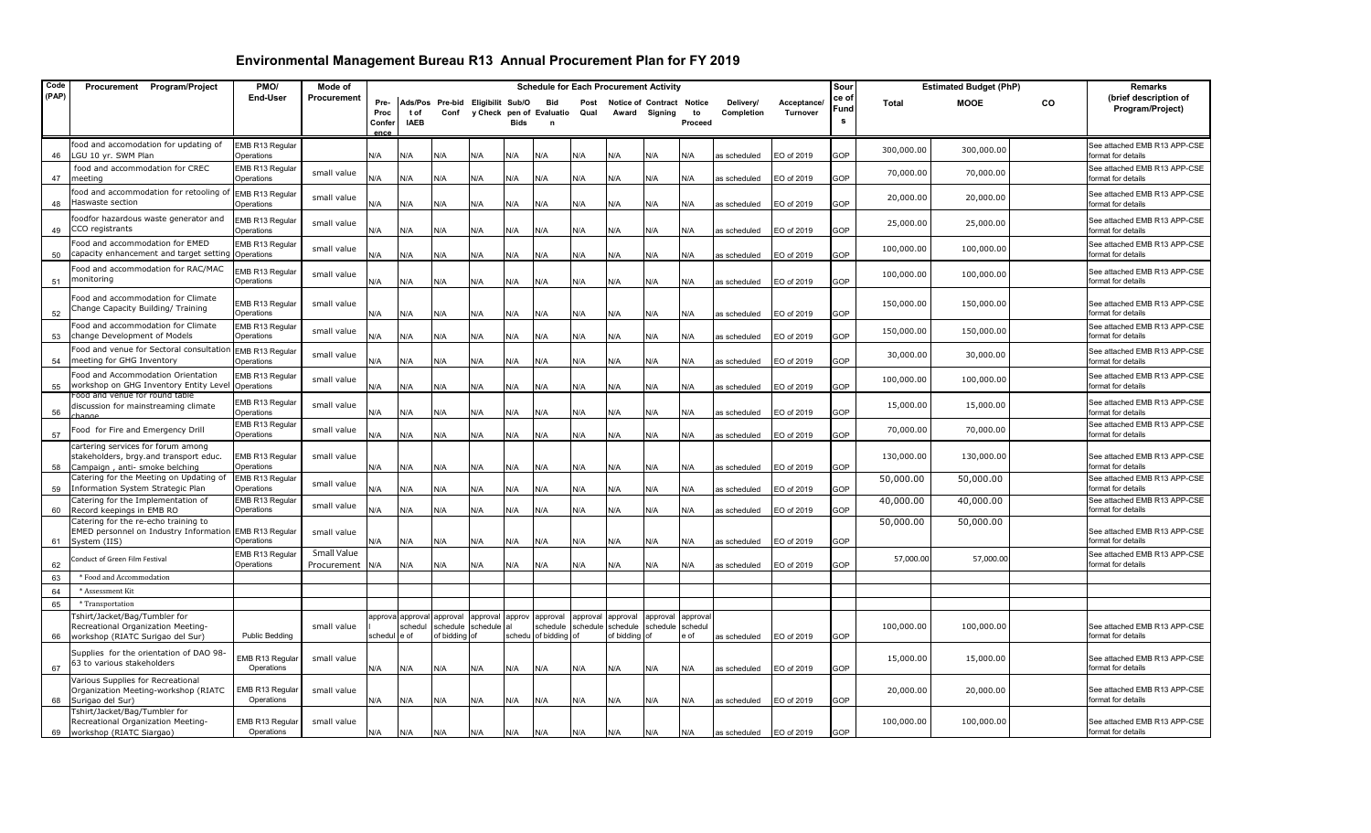# Environmental Management Bureau R13 Annual Procurement Plan for FY 2019

| Code (PAP) | Procurement Program/Project | PMO/ End-User | Mode of Procurement | Schedule for Each Procurement Activity | | | | | | | | | | | | Source of Funds | Estimated Budget (PhP) | | | Remarks (brief description of Program/Project) |
|---|---|---|---|---|---|---|---|---|---|---|---|---|---|---|---|---|---|---|---|---|
| | | | | Pre-Proc Conference | Ads/Post of IAEB | Pre-bid Conf | Eligibility Check | Sub/Open of Bids | Bid Evaluation | Post Qual | Notice of Award | Contract Signing | Notice to Proceed | Delivery/ Completion | Acceptance/ Turnover | | Total | MOOE | CO | |
| 46 | food and accomodation for updating of LGU 10 yr. SWM Plan | EMB R13 Regular Operations | | N/A | N/A | N/A | N/A | N/A | N/A | N/A | N/A | N/A | N/A | as scheduled | EO of 2019 | GOP | 300,000.00 | 300,000.00 | | See attached EMB R13 APP-CSE format for details |
| 47 | food and accommodation for CREC meeting | EMB R13 Regular Operations | small value | N/A | N/A | N/A | N/A | N/A | N/A | N/A | N/A | N/A | N/A | as scheduled | EO of 2019 | GOP | 70,000.00 | 70,000.00 | | See attached EMB R13 APP-CSE format for details |
| 48 | food and accommodation for retooling of Haswaste section | EMB R13 Regular Operations | small value | N/A | N/A | N/A | N/A | N/A | N/A | N/A | N/A | N/A | N/A | as scheduled | EO of 2019 | GOP | 20,000.00 | 20,000.00 | | See attached EMB R13 APP-CSE format for details |
| 49 | foodfor hazardous waste generator and CCO registrants | EMB R13 Regular Operations | small value | N/A | N/A | N/A | N/A | N/A | N/A | N/A | N/A | N/A | N/A | as scheduled | EO of 2019 | GOP | 25,000.00 | 25,000.00 | | See attached EMB R13 APP-CSE format for details |
| 50 | Food and accommodation for EMED capacity enhancement and target setting | EMB R13 Regular Operations | small value | N/A | N/A | N/A | N/A | N/A | N/A | N/A | N/A | N/A | N/A | as scheduled | EO of 2019 | GOP | 100,000.00 | 100,000.00 | | See attached EMB R13 APP-CSE format for details |
| 51 | Food and accommodation for RAC/MAC monitoring | EMB R13 Regular Operations | small value | N/A | N/A | N/A | N/A | N/A | N/A | N/A | N/A | N/A | N/A | as scheduled | EO of 2019 | GOP | 100,000.00 | 100,000.00 | | See attached EMB R13 APP-CSE format for details |
| 52 | Food and accommodation for Climate Change Capacity Building/ Training | EMB R13 Regular Operations | small value | N/A | N/A | N/A | N/A | N/A | N/A | N/A | N/A | N/A | N/A | as scheduled | EO of 2019 | GOP | 150,000.00 | 150,000.00 | | See attached EMB R13 APP-CSE format for details |
| 53 | Food and accommodation for Climate change Development of Models | EMB R13 Regular Operations | small value | N/A | N/A | N/A | N/A | N/A | N/A | N/A | N/A | N/A | N/A | as scheduled | EO of 2019 | GOP | 150,000.00 | 150,000.00 | | See attached EMB R13 APP-CSE format for details |
| 54 | Food and venue for Sectoral consultation meeting for GHG Inventory | EMB R13 Regular Operations | small value | N/A | N/A | N/A | N/A | N/A | N/A | N/A | N/A | N/A | N/A | as scheduled | EO of 2019 | GOP | 30,000.00 | 30,000.00 | | See attached EMB R13 APP-CSE format for details |
| 55 | Food and Accommodation Orientation workshop on GHG Inventory Entity Level | EMB R13 Regular Operations | small value | N/A | N/A | N/A | N/A | N/A | N/A | N/A | N/A | N/A | N/A | as scheduled | EO of 2019 | GOP | 100,000.00 | 100,000.00 | | See attached EMB R13 APP-CSE format for details |
| 56 | Food and venue for round table discussion for mainstreaming climate change | EMB R13 Regular Operations | small value | N/A | N/A | N/A | N/A | N/A | N/A | N/A | N/A | N/A | N/A | as scheduled | EO of 2019 | GOP | 15,000.00 | 15,000.00 | | See attached EMB R13 APP-CSE format for details |
| 57 | Food for Fire and Emergency Drill | EMB R13 Regular Operations | small value | N/A | N/A | N/A | N/A | N/A | N/A | N/A | N/A | N/A | N/A | as scheduled | EO of 2019 | GOP | 70,000.00 | 70,000.00 | | See attached EMB R13 APP-CSE format for details |
| 58 | cartering services for forum among stakeholders, brgy.and transport educ. Campaign , anti- smoke belching | EMB R13 Regular Operations | small value | N/A | N/A | N/A | N/A | N/A | N/A | N/A | N/A | N/A | N/A | as scheduled | EO of 2019 | GOP | 130,000.00 | 130,000.00 | | See attached EMB R13 APP-CSE format for details |
| 59 | Catering for the Meeting on Updating of Information System Strategic Plan | EMB R13 Regular Operations | small value | N/A | N/A | N/A | N/A | N/A | N/A | N/A | N/A | N/A | N/A | as scheduled | EO of 2019 | GOP | 50,000.00 | 50,000.00 | | See attached EMB R13 APP-CSE format for details |
| 60 | Catering for the Implementation of Record keepings in EMB RO | EMB R13 Regular Operations | small value | N/A | N/A | N/A | N/A | N/A | N/A | N/A | N/A | N/A | N/A | as scheduled | EO of 2019 | GOP | 40,000.00 | 40,000.00 | | See attached EMB R13 APP-CSE format for details |
| 61 | Catering for the re-echo training to EMED personnel on Industry Information System (IIS) | EMB R13 Regular Operations | small value | N/A | N/A | N/A | N/A | N/A | N/A | N/A | N/A | N/A | N/A | as scheduled | EO of 2019 | GOP | 50,000.00 | 50,000.00 | | See attached EMB R13 APP-CSE format for details |
| 62 | Conduct of Green Film Festival | EMB R13 Regular Operations | Small Value Procurement | N/A | N/A | N/A | N/A | N/A | N/A | N/A | N/A | N/A | N/A | as scheduled | EO of 2019 | GOP | 57,000.00 | 57,000.00 | | See attached EMB R13 APP-CSE format for details |
| 63 | * Food and Accommodation | | | | | | | | | | | | | | | | | | | |
| 64 | * Assessment Kit | | | | | | | | | | | | | | | | | | | |
| 65 | * Transportation | | | | | | | | | | | | | | | | | | | |
| 66 | Tshirt/Jacket/Bag/Tumbler for Recreational Organization Meeting-workshop (RIATC Surigao del Sur) | Public Bedding | small value | approval schedule | approval schedule of | approval schedule of bidding | approval schedule of | approval schedule | approval schedule of bidding | approval schedule of | approval schedule of bidding | approval schedule of | approval schedule of | as scheduled | EO of 2019 | GOP | 100,000.00 | 100,000.00 | | See attached EMB R13 APP-CSE format for details |
| 67 | Supplies for the orientation of DAO 98-63 to various stakeholders | EMB R13 Regular Operations | small value | N/A | N/A | N/A | N/A | N/A | N/A | N/A | N/A | N/A | N/A | as scheduled | EO of 2019 | GOP | 15,000.00 | 15,000.00 | | See attached EMB R13 APP-CSE format for details |
| 68 | Various Supplies for Recreational Organization Meeting-workshop (RIATC Surigao del Sur) | EMB R13 Regular Operations | small value | N/A | N/A | N/A | N/A | N/A | N/A | N/A | N/A | N/A | N/A | as scheduled | EO of 2019 | GOP | 20,000.00 | 20,000.00 | | See attached EMB R13 APP-CSE format for details |
| 69 | Tshirt/Jacket/Bag/Tumbler for Recreational Organization Meeting-workshop (RIATC Siargao) | EMB R13 Regular Operations | small value | N/A | N/A | N/A | N/A | N/A | N/A | N/A | N/A | N/A | N/A | as scheduled | EO of 2019 | GOP | 100,000.00 | 100,000.00 | | See attached EMB R13 APP-CSE format for details |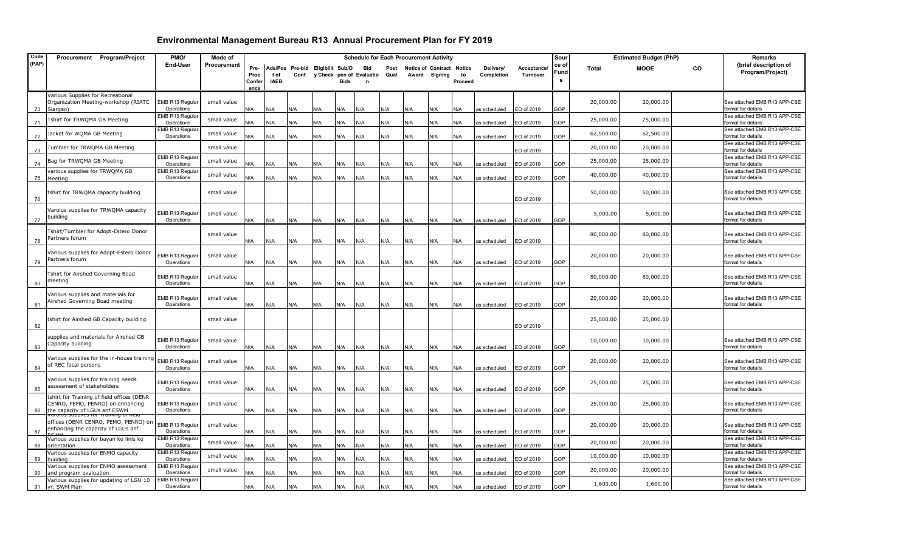# Environmental Management Bureau R13 Annual Procurement Plan for FY 2019

| Code (PAP) | Procurement Program/Project | PMO/ End-User | Mode of Procurement | Schedule for Each Procurement Activity | | | | | | | | | | | | | Source of Funds | Estimated Budget (PhP) | | | Remarks (brief description of Program/Project) |
|---|---|---|---|---|---|---|---|---|---|---|---|---|---|---|---|---|---|---|---|---|---|
| | | | | Pre-Proc Conference | Ads/Post of IAEB | Pre-bid Conf | Eligibility Check | Sub/Open of Bids | Bid Evaluation | Post Qual | Notice of Award | Contract Signing | Notice to Proceed | Delivery/ Completion | Acceptance/ Turnover | | | Total | MOOE | CO | |
| 70 | Various Supplies for Recreational Organization Meeting-workshop (RIATC Siargao) | EMB R13 Regular Operations | small value | N/A | N/A | N/A | N/A | N/A | N/A | N/A | N/A | N/A | N/A | as scheduled | EO of 2019 | | GOP | 20,000.00 | 20,000.00 | | See attached EMB R13 APP-CSE format for details |
| 71 | Tshirt for TRWQMA GB Meeting | EMB R13 Regular Operations | small value | N/A | N/A | N/A | N/A | N/A | N/A | N/A | N/A | N/A | N/A | as scheduled | EO of 2019 | | GOP | 25,000.00 | 25,000.00 | | See attached EMB R13 APP-CSE format for details |
| 72 | Jacket for WQMA GB Meeting | EMB R13 Regular Operations | small value | N/A | N/A | N/A | N/A | N/A | N/A | N/A | N/A | N/A | N/A | as scheduled | EO of 2019 | | GOP | 62,500.00 | 62,500.00 | | See attached EMB R13 APP-CSE format for details |
| 73 | Tumbler for TRWQMA GB Meeting | | small value | | | | | | | | | | | | EO of 2019 | | | 20,000.00 | 20,000.00 | | See attached EMB R13 APP-CSE format for details |
| 74 | Bag for TRWQMA GB Meeting | EMB R13 Regular Operations | small value | N/A | N/A | N/A | N/A | N/A | N/A | N/A | N/A | N/A | N/A | as scheduled | EO of 2019 | | GOP | 25,000.00 | 25,000.00 | | See attached EMB R13 APP-CSE format for details |
| 75 | various supplies for TRWQMA GB Meeting | EMB R13 Regular Operations | small value | N/A | N/A | N/A | N/A | N/A | N/A | N/A | N/A | N/A | N/A | as scheduled | EO of 2019 | | GOP | 40,000.00 | 40,000.00 | | See attached EMB R13 APP-CSE format for details |
| 76 | tshirt for TRWQMA capacity building | | small value | | | | | | | | | | | | EO of 2019 | | | 50,000.00 | 50,000.00 | | See attached EMB R13 APP-CSE format for details |
| 77 | Varoius supplies for TRWQMA capacity building | EMB R13 Regular Operations | small value | N/A | N/A | N/A | N/A | N/A | N/A | N/A | N/A | N/A | N/A | as scheduled | EO of 2019 | | GOP | 5,000.00 | 5,000.00 | | See attached EMB R13 APP-CSE format for details |
| 78 | Tshirt/Tumbler for Adopt-Estero Donor Partners forum | | small value | N/A | N/A | N/A | N/A | N/A | N/A | N/A | N/A | N/A | N/A | as scheduled | EO of 2019 | | | 80,000.00 | 80,000.00 | | See attached EMB R13 APP-CSE format for details |
| 79 | Various supplies for Adopt-Estero Donor Partners forum | EMB R13 Regular Operations | small value | N/A | N/A | N/A | N/A | N/A | N/A | N/A | N/A | N/A | N/A | as scheduled | EO of 2019 | | GOP | 20,000.00 | 20,000.00 | | See attached EMB R13 APP-CSE format for details |
| 80 | Tshirt for Airshed Governing Boad meeting | EMB R13 Regular Operations | small value | N/A | N/A | N/A | N/A | N/A | N/A | N/A | N/A | N/A | N/A | as scheduled | EO of 2019 | | GOP | 80,000.00 | 80,000.00 | | See attached EMB R13 APP-CSE format for details |
| 81 | Various supplies and materials for Airshed Governing Boad meeting | EMB R13 Regular Operations | small value | N/A | N/A | N/A | N/A | N/A | N/A | N/A | N/A | N/A | N/A | as scheduled | EO of 2019 | | GOP | 20,000.00 | 20,000.00 | | See attached EMB R13 APP-CSE format for details |
| 82 | tshirt for Airshed GB Capacity building | | small value | | | | | | | | | | | | EO of 2019 | | | 25,000.00 | 25,000.00 | | |
| 83 | supplies and materials for Airshed GB Capacity building | EMB R13 Regular Operations | small value | N/A | N/A | N/A | N/A | N/A | N/A | N/A | N/A | N/A | N/A | as scheduled | EO of 2019 | | GOP | 10,000.00 | 10,000.00 | | See attached EMB R13 APP-CSE format for details |
| 84 | Various supplies for the in-house training of REC focal persons | EMB R13 Regular Operations | small value | N/A | N/A | N/A | N/A | N/A | N/A | N/A | N/A | N/A | N/A | as scheduled | EO of 2019 | | GOP | 20,000.00 | 20,000.00 | | See attached EMB R13 APP-CSE format for details |
| 85 | Various supplies for training needs assessment of stakeholders | EMB R13 Regular Operations | small value | N/A | N/A | N/A | N/A | N/A | N/A | N/A | N/A | N/A | N/A | as scheduled | EO of 2019 | | GOP | 25,000.00 | 25,000.00 | | See attached EMB R13 APP-CSE format for details |
| 86 | tshirt for Training of field offices (DENR CENRO, PEMO, PENRO) on enhancing the capacity of LGUs anf ESWM | EMB R13 Regular Operations | small value | N/A | N/A | N/A | N/A | N/A | N/A | N/A | N/A | N/A | N/A | as scheduled | EO of 2019 | | GOP | 25,000.00 | 25,000.00 | | See attached EMB R13 APP-CSE format for details |
| 87 | Various supplies for Training of field offices (DENR CENRO, PEMO, PENRO) on enhancing the capacity of LGUs anf ESWM | EMB R13 Regular Operations | small value | N/A | N/A | N/A | N/A | N/A | N/A | N/A | N/A | N/A | N/A | as scheduled | EO of 2019 | | GOP | 20,000.00 | 20,000.00 | | See attached EMB R13 APP-CSE format for details |
| 88 | Various supplies for bayan ko linis ko orientation | EMB R13 Regular Operations | small value | N/A | N/A | N/A | N/A | N/A | N/A | N/A | N/A | N/A | N/A | as scheduled | EO of 2019 | | GOP | 20,000.00 | 20,000.00 | | See attached EMB R13 APP-CSE format for details |
| 89 | Various supplies for ENMO capacity building | EMB R13 Regular Operations | small value | N/A | N/A | N/A | N/A | N/A | N/A | N/A | N/A | N/A | N/A | as scheduled | EO of 2019 | | GOP | 10,000.00 | 10,000.00 | | See attached EMB R13 APP-CSE format for details |
| 90 | Various supplies for ENMO assessment and program evaluation | EMB R13 Regular Operations | small value | N/A | N/A | N/A | N/A | N/A | N/A | N/A | N/A | N/A | N/A | as scheduled | EO of 2019 | | GOP | 20,000.00 | 20,000.00 | | See attached EMB R13 APP-CSE format for details |
| 91 | Various supplies for updating of LGU 10 yr. SWM Plan | EMB R13 Regular Operations | | N/A | N/A | N/A | N/A | N/A | N/A | N/A | N/A | N/A | N/A | as scheduled | EO of 2019 | | GOP | 1,600.00 | 1,600.00 | | See attached EMB R13 APP-CSE format for details |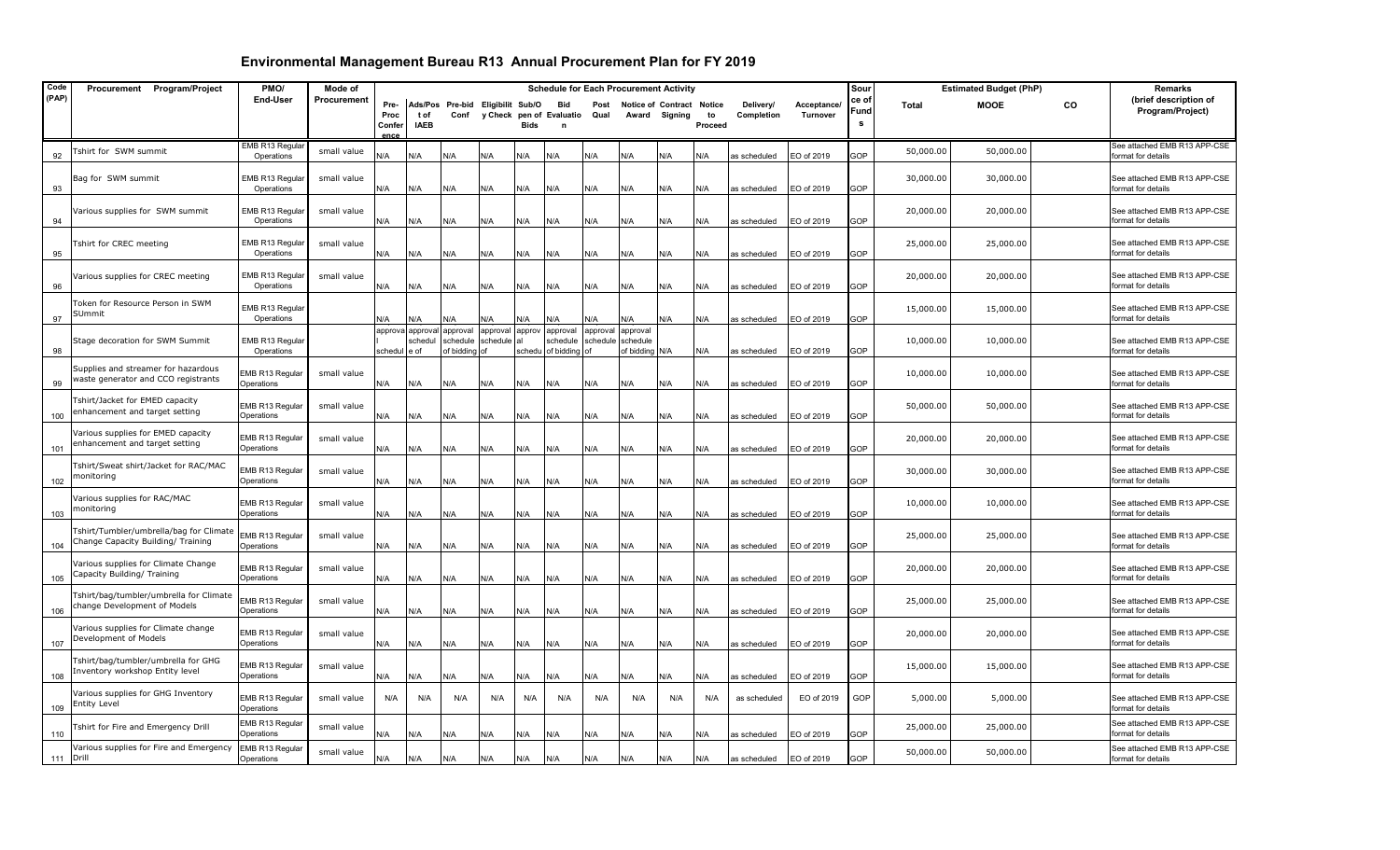# Environmental Management Bureau R13 Annual Procurement Plan for FY 2019

| Code (PAP) | Procurement Program/Project | PMO/ End-User | Mode of Procurement | Schedule for Each Procurement Activity | | | | | | | | | | | | Source of Funds | Estimated Budget (PhP) | | | Remarks (brief description of Program/Project) |
|---|---|---|---|---|---|---|---|---|---|---|---|---|---|---|---|---|---|---|---|---|
| | | | | Pre-Proc Conference | Ads/Post of IAEB | Pre-bid Conf | Eligibility Check | Sub/Open of Bids | Bid Evaluation | Post Qual | Notice of Award | Contract Signing | Notice to Proceed | Delivery/ Completion | Acceptance/ Turnover | | Total | MOOE | CO | |
| 92 | Tshirt for SWM summit | EMB R13 Regular Operations | small value | N/A | N/A | N/A | N/A | N/A | N/A | N/A | N/A | N/A | N/A | as scheduled | EO of 2019 | GOP | 50,000.00 | 50,000.00 | | See attached EMB R13 APP-CSE format for details |
| 93 | Bag for SWM summit | EMB R13 Regular Operations | small value | N/A | N/A | N/A | N/A | N/A | N/A | N/A | N/A | N/A | N/A | as scheduled | EO of 2019 | GOP | 30,000.00 | 30,000.00 | | See attached EMB R13 APP-CSE format for details |
| 94 | Various supplies for SWM summit | EMB R13 Regular Operations | small value | N/A | N/A | N/A | N/A | N/A | N/A | N/A | N/A | N/A | N/A | as scheduled | EO of 2019 | GOP | 20,000.00 | 20,000.00 | | See attached EMB R13 APP-CSE format for details |
| 95 | Tshirt for CREC meeting | EMB R13 Regular Operations | small value | N/A | N/A | N/A | N/A | N/A | N/A | N/A | N/A | N/A | N/A | as scheduled | EO of 2019 | GOP | 25,000.00 | 25,000.00 | | See attached EMB R13 APP-CSE format for details |
| 96 | Various supplies for CREC meeting | EMB R13 Regular Operations | small value | N/A | N/A | N/A | N/A | N/A | N/A | N/A | N/A | N/A | N/A | as scheduled | EO of 2019 | GOP | 20,000.00 | 20,000.00 | | See attached EMB R13 APP-CSE format for details |
| 97 | Token for Resource Person in SWM SUmmit | EMB R13 Regular Operations | | N/A | N/A | N/A | N/A | N/A | N/A | N/A | N/A | N/A | N/A | as scheduled | EO of 2019 | GOP | 15,000.00 | 15,000.00 | | See attached EMB R13 APP-CSE format for details |
| 98 | Stage decoration for SWM Summit | EMB R13 Regular Operations | | approval schedul | approval schedule of | approval schedule of bidding | approval schedule of | approval schedu | approval schedule of bidding | approval schedule of | approval schedule of bidding | N/A | N/A | as scheduled | EO of 2019 | GOP | 10,000.00 | 10,000.00 | | See attached EMB R13 APP-CSE format for details |
| 99 | Supplies and streamer for hazardous waste generator and CCO registrants | EMB R13 Regular Operations | small value | N/A | N/A | N/A | N/A | N/A | N/A | N/A | N/A | N/A | N/A | as scheduled | EO of 2019 | GOP | 10,000.00 | 10,000.00 | | See attached EMB R13 APP-CSE format for details |
| 100 | Tshirt/Jacket for EMED capacity enhancement and target setting | EMB R13 Regular Operations | small value | N/A | N/A | N/A | N/A | N/A | N/A | N/A | N/A | N/A | N/A | as scheduled | EO of 2019 | GOP | 50,000.00 | 50,000.00 | | See attached EMB R13 APP-CSE format for details |
| 101 | Various supplies for EMED capacity enhancement and target setting | EMB R13 Regular Operations | small value | N/A | N/A | N/A | N/A | N/A | N/A | N/A | N/A | N/A | N/A | as scheduled | EO of 2019 | GOP | 20,000.00 | 20,000.00 | | See attached EMB R13 APP-CSE format for details |
| 102 | Tshirt/Sweat shirt/Jacket for RAC/MAC monitoring | EMB R13 Regular Operations | small value | N/A | N/A | N/A | N/A | N/A | N/A | N/A | N/A | N/A | N/A | as scheduled | EO of 2019 | GOP | 30,000.00 | 30,000.00 | | See attached EMB R13 APP-CSE format for details |
| 103 | Various supplies for RAC/MAC monitoring | EMB R13 Regular Operations | small value | N/A | N/A | N/A | N/A | N/A | N/A | N/A | N/A | N/A | N/A | as scheduled | EO of 2019 | GOP | 10,000.00 | 10,000.00 | | See attached EMB R13 APP-CSE format for details |
| 104 | Tshirt/Tumbler/umbrella/bag for Climate Change Capacity Building/ Training | EMB R13 Regular Operations | small value | N/A | N/A | N/A | N/A | N/A | N/A | N/A | N/A | N/A | N/A | as scheduled | EO of 2019 | GOP | 25,000.00 | 25,000.00 | | See attached EMB R13 APP-CSE format for details |
| 105 | Various supplies for Climate Change Capacity Building/ Training | EMB R13 Regular Operations | small value | N/A | N/A | N/A | N/A | N/A | N/A | N/A | N/A | N/A | N/A | as scheduled | EO of 2019 | GOP | 20,000.00 | 20,000.00 | | See attached EMB R13 APP-CSE format for details |
| 106 | Tshirt/bag/tumbler/umbrella for Climate change Development of Models | EMB R13 Regular Operations | small value | N/A | N/A | N/A | N/A | N/A | N/A | N/A | N/A | N/A | N/A | as scheduled | EO of 2019 | GOP | 25,000.00 | 25,000.00 | | See attached EMB R13 APP-CSE format for details |
| 107 | Various supplies for Climate change Development of Models | EMB R13 Regular Operations | small value | N/A | N/A | N/A | N/A | N/A | N/A | N/A | N/A | N/A | N/A | as scheduled | EO of 2019 | GOP | 20,000.00 | 20,000.00 | | See attached EMB R13 APP-CSE format for details |
| 108 | Tshirt/bag/tumbler/umbrella for GHG Inventory workshop Entity level | EMB R13 Regular Operations | small value | N/A | N/A | N/A | N/A | N/A | N/A | N/A | N/A | N/A | N/A | as scheduled | EO of 2019 | GOP | 15,000.00 | 15,000.00 | | See attached EMB R13 APP-CSE format for details |
| 109 | Various supplies for GHG Inventory Entity Level | EMB R13 Regular Operations | small value | N/A | N/A | N/A | N/A | N/A | N/A | N/A | N/A | N/A | N/A | as scheduled | EO of 2019 | GOP | 5,000.00 | 5,000.00 | | See attached EMB R13 APP-CSE format for details |
| 110 | Tshirt for Fire and Emergency Drill | EMB R13 Regular Operations | small value | N/A | N/A | N/A | N/A | N/A | N/A | N/A | N/A | N/A | N/A | as scheduled | EO of 2019 | GOP | 25,000.00 | 25,000.00 | | See attached EMB R13 APP-CSE format for details |
| 111 | Various supplies for Fire and Emergency Drill | EMB R13 Regular Operations | small value | N/A | N/A | N/A | N/A | N/A | N/A | N/A | N/A | N/A | N/A | as scheduled | EO of 2019 | GOP | 50,000.00 | 50,000.00 | | See attached EMB R13 APP-CSE format for details |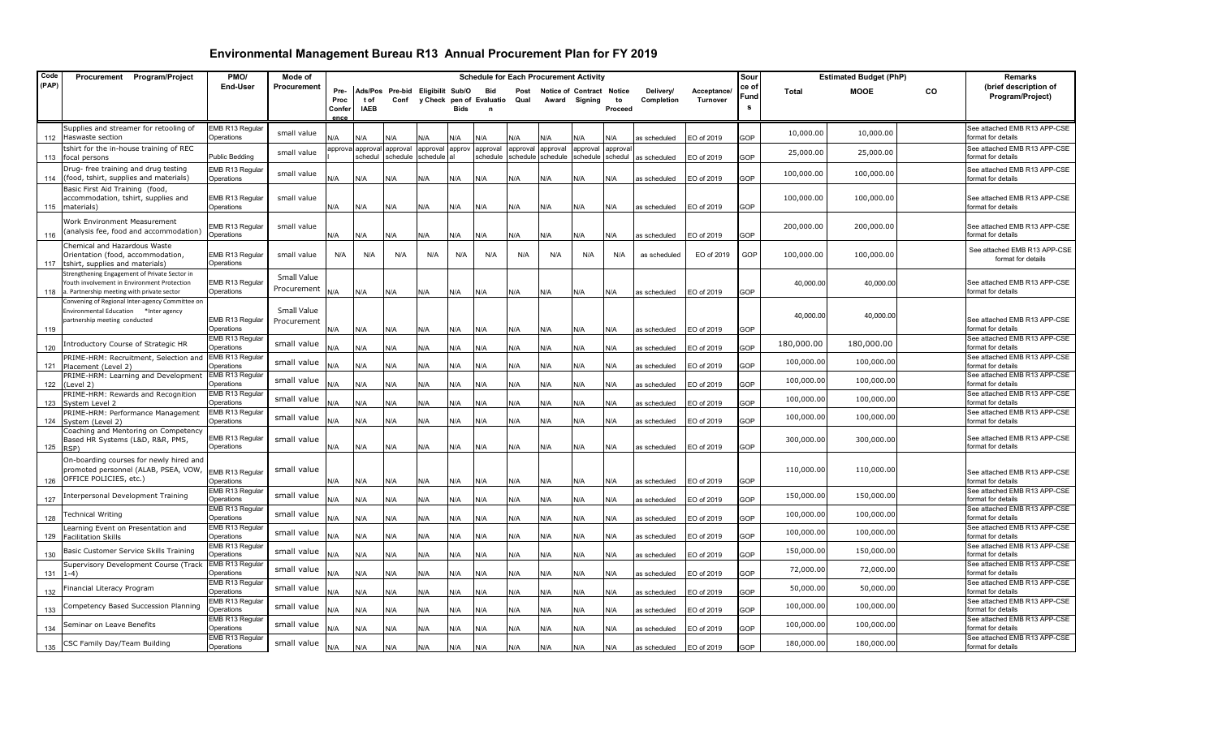# Environmental Management Bureau R13 Annual Procurement Plan for FY 2019

| Code (PAP) | Procurement Program/Project | PMO/ End-User | Mode of Procurement | Schedule for Each Procurement Activity | | | | | | | | | | | | | Source of Funds | Estimated Budget (PhP) | | | Remarks (brief description of Program/Project) |
|---|---|---|---|---|---|---|---|---|---|---|---|---|---|---|---|---|---|---|---|---|---|
| | | | | Pre-Proc Conference | Ads/Post of IAEB | Pre-bid Conf | Eligibility Check | Sub/Open of Bids | Bid Evaluation | Post Qual | Notice of Award | Contract Signing | Notice to Proceed | Delivery/ Completion | Acceptance/ Turnover | | | Total | MOOE | CO | |
| 112 | Supplies and streamer for retooling of Haswaste section | EMB R13 Regular Operations | small value | N/A | N/A | N/A | N/A | N/A | N/A | N/A | N/A | N/A | N/A | as scheduled | EO of 2019 | | GOP | 10,000.00 | 10,000.00 | | See attached EMB R13 APP-CSE format for details |
| 113 | tshirt for the in-house training of REC focal persons | Public Bedding | small value | approval | approval schedul | approval schedule | approval schedule | approval | approval schedule | approval schedule | approval schedule | approval schedule | approval schedul | as scheduled | EO of 2019 | | GOP | 25,000.00 | 25,000.00 | | See attached EMB R13 APP-CSE format for details |
| 114 | Drug- free training and drug testing (food, tshirt, supplies and materials) | EMB R13 Regular Operations | small value | N/A | N/A | N/A | N/A | N/A | N/A | N/A | N/A | N/A | N/A | as scheduled | EO of 2019 | | GOP | 100,000.00 | 100,000.00 | | See attached EMB R13 APP-CSE format for details |
| 115 | Basic First Aid Training (food, accommodation, tshirt, supplies and materials) | EMB R13 Regular Operations | small value | N/A | N/A | N/A | N/A | N/A | N/A | N/A | N/A | N/A | N/A | as scheduled | EO of 2019 | | GOP | 100,000.00 | 100,000.00 | | See attached EMB R13 APP-CSE format for details |
| 116 | Work Environment Measurement (analysis fee, food and accommodation) | EMB R13 Regular Operations | small value | N/A | N/A | N/A | N/A | N/A | N/A | N/A | N/A | N/A | N/A | as scheduled | EO of 2019 | | GOP | 200,000.00 | 200,000.00 | | See attached EMB R13 APP-CSE format for details |
| 117 | Chemical and Hazardous Waste Orientation (food, accommodation, tshirt, supplies and materials) | EMB R13 Regular Operations | small value | N/A | N/A | N/A | N/A | N/A | N/A | N/A | N/A | N/A | N/A | as scheduled | EO of 2019 | | GOP | 100,000.00 | 100,000.00 | | See attached EMB R13 APP-CSE format for details |
| 118 | Strengthening Engagement of Private Sector in Youth involvement in Environment Protection a. Partnership meeting with private sector | EMB R13 Regular Operations | Small Value Procurement | N/A | N/A | N/A | N/A | N/A | N/A | N/A | N/A | N/A | N/A | as scheduled | EO of 2019 | | GOP | 40,000.00 | 40,000.00 | | See attached EMB R13 APP-CSE format for details |
| 119 | Convening of Regional Inter-agency Committee on Environmental Education *Inter agency partnership meeting conducted | EMB R13 Regular Operations | Small Value Procurement | N/A | N/A | N/A | N/A | N/A | N/A | N/A | N/A | N/A | N/A | as scheduled | EO of 2019 | | GOP | 40,000.00 | 40,000.00 | | See attached EMB R13 APP-CSE format for details |
| 120 | Introductory Course of Strategic HR | EMB R13 Regular Operations | small value | N/A | N/A | N/A | N/A | N/A | N/A | N/A | N/A | N/A | N/A | as scheduled | EO of 2019 | | GOP | 180,000.00 | 180,000.00 | | See attached EMB R13 APP-CSE format for details |
| 121 | PRIME-HRM: Recruitment, Selection and Placement (Level 2) | EMB R13 Regular Operations | small value | N/A | N/A | N/A | N/A | N/A | N/A | N/A | N/A | N/A | N/A | as scheduled | EO of 2019 | | GOP | 100,000.00 | 100,000.00 | | See attached EMB R13 APP-CSE format for details |
| 122 | PRIME-HRM: Learning and Development (Level 2) | EMB R13 Regular Operations | small value | N/A | N/A | N/A | N/A | N/A | N/A | N/A | N/A | N/A | N/A | as scheduled | EO of 2019 | | GOP | 100,000.00 | 100,000.00 | | See attached EMB R13 APP-CSE format for details |
| 123 | PRIME-HRM: Rewards and Recognition System Level 2 | EMB R13 Regular Operations | small value | N/A | N/A | N/A | N/A | N/A | N/A | N/A | N/A | N/A | N/A | as scheduled | EO of 2019 | | GOP | 100,000.00 | 100,000.00 | | See attached EMB R13 APP-CSE format for details |
| 124 | PRIME-HRM: Performance Management System (Level 2) | EMB R13 Regular Operations | small value | N/A | N/A | N/A | N/A | N/A | N/A | N/A | N/A | N/A | N/A | as scheduled | EO of 2019 | | GOP | 100,000.00 | 100,000.00 | | See attached EMB R13 APP-CSE format for details |
| 125 | Coaching and Mentoring on Competency Based HR Systems (L&D, R&R, PMS, RSP) | EMB R13 Regular Operations | small value | N/A | N/A | N/A | N/A | N/A | N/A | N/A | N/A | N/A | N/A | as scheduled | EO of 2019 | | GOP | 300,000.00 | 300,000.00 | | See attached EMB R13 APP-CSE format for details |
| 126 | On-boarding course for newly hired and promoted personnel (ALAB, PSEA, VOW, OFFICE POLICIES, etc.) | EMB R13 Regular Operations | small value | N/A | N/A | N/A | N/A | N/A | N/A | N/A | N/A | N/A | N/A | as scheduled | EO of 2019 | | GOP | 110,000.00 | 110,000.00 | | See attached EMB R13 APP-CSE format for details |
| 127 | Interpersonal Development Training | EMB R13 Regular Operations | small value | N/A | N/A | N/A | N/A | N/A | N/A | N/A | N/A | N/A | N/A | as scheduled | EO of 2019 | | GOP | 150,000.00 | 150,000.00 | | See attached EMB R13 APP-CSE format for details |
| 128 | Technical Writing | EMB R13 Regular Operations | small value | N/A | N/A | N/A | N/A | N/A | N/A | N/A | N/A | N/A | N/A | as scheduled | EO of 2019 | | GOP | 100,000.00 | 100,000.00 | | See attached EMB R13 APP-CSE format for details |
| 129 | Learning Event on Presentation and Facilitation Skills | EMB R13 Regular Operations | small value | N/A | N/A | N/A | N/A | N/A | N/A | N/A | N/A | N/A | N/A | as scheduled | EO of 2019 | | GOP | 100,000.00 | 100,000.00 | | See attached EMB R13 APP-CSE format for details |
| 130 | Basic Customer Service Skills Training | EMB R13 Regular Operations | small value | N/A | N/A | N/A | N/A | N/A | N/A | N/A | N/A | N/A | N/A | as scheduled | EO of 2019 | | GOP | 150,000.00 | 150,000.00 | | See attached EMB R13 APP-CSE format for details |
| 131 | Supervisory Development Course (Track 1-4) | EMB R13 Regular Operations | small value | N/A | N/A | N/A | N/A | N/A | N/A | N/A | N/A | N/A | N/A | as scheduled | EO of 2019 | | GOP | 72,000.00 | 72,000.00 | | See attached EMB R13 APP-CSE format for details |
| 132 | Financial Literacy Program | EMB R13 Regular Operations | small value | N/A | N/A | N/A | N/A | N/A | N/A | N/A | N/A | N/A | N/A | as scheduled | EO of 2019 | | GOP | 50,000.00 | 50,000.00 | | See attached EMB R13 APP-CSE format for details |
| 133 | Competency Based Succession Planning | EMB R13 Regular Operations | small value | N/A | N/A | N/A | N/A | N/A | N/A | N/A | N/A | N/A | N/A | as scheduled | EO of 2019 | | GOP | 100,000.00 | 100,000.00 | | See attached EMB R13 APP-CSE format for details |
| 134 | Seminar on Leave Benefits | EMB R13 Regular Operations | small value | N/A | N/A | N/A | N/A | N/A | N/A | N/A | N/A | N/A | N/A | as scheduled | EO of 2019 | | GOP | 100,000.00 | 100,000.00 | | See attached EMB R13 APP-CSE format for details |
| 135 | CSC Family Day/Team Building | EMB R13 Regular Operations | small value | N/A | N/A | N/A | N/A | N/A | N/A | N/A | N/A | N/A | N/A | as scheduled | EO of 2019 | | GOP | 180,000.00 | 180,000.00 | | See attached EMB R13 APP-CSE format for details |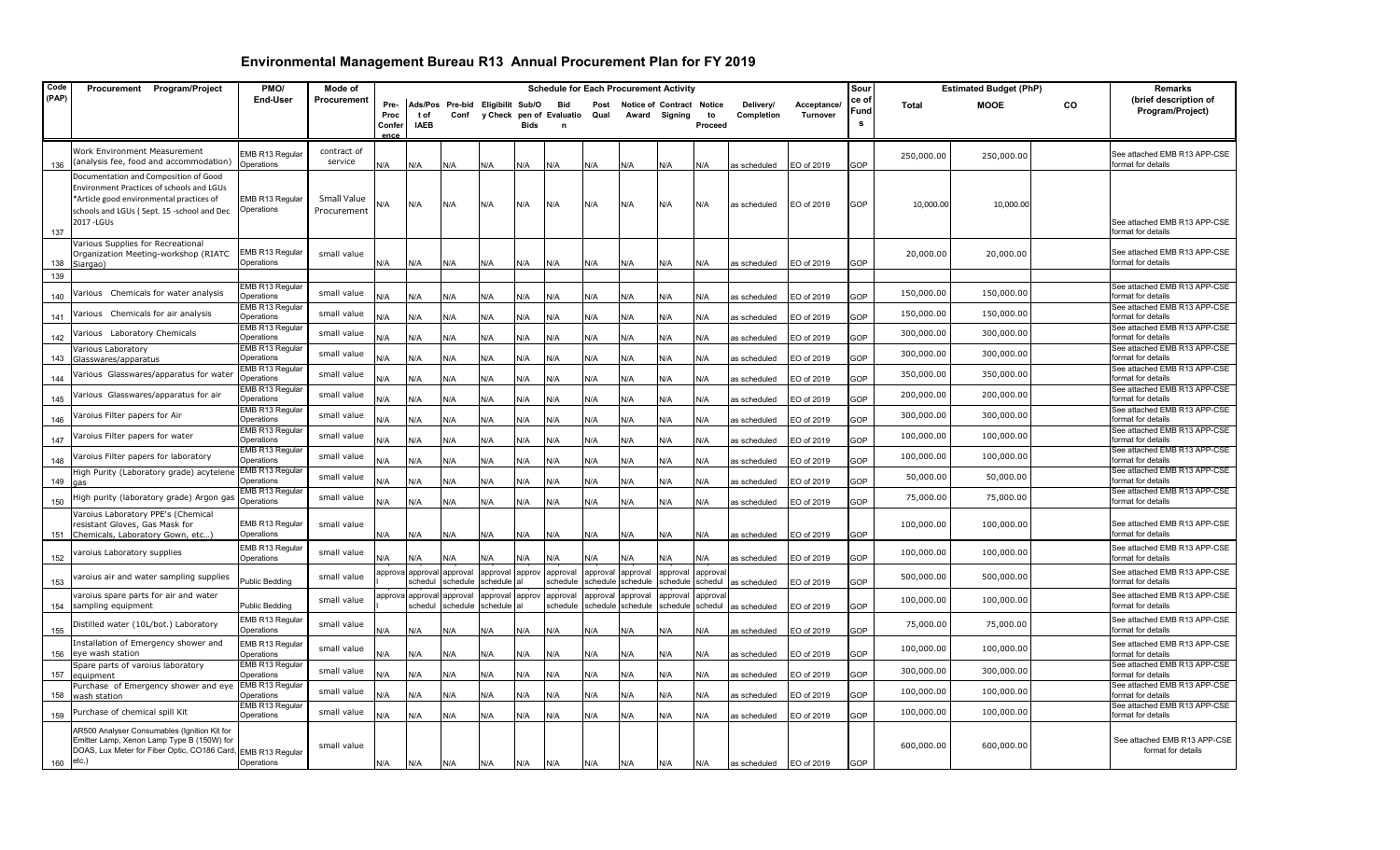# Environmental Management Bureau R13 Annual Procurement Plan for FY 2019

| Code (PAP) | Procurement Program/Project | PMO/ End-User | Mode of Procurement | Schedule for Each Procurement Activity | | | | | | | | | | | | | Source of Funds | Estimated Budget (PhP) | | | Remarks (brief description of Program/Project) |
|---|---|---|---|---|---|---|---|---|---|---|---|---|---|---|---|---|---|---|---|---|---|
| | | | | Pre-Proc Conference | Ads/Post of IAEB | Pre-bid Conf | Eligibility Check | Sub/Open of Bids | Bid Evaluation | Post Qual | Notice of Award | Contract Signing | Notice to Proceed | Delivery/ Completion | Acceptance/ Turnover | | | Total | MOOE | CO | |
| 136 | Work Environment Measurement (analysis fee, food and accommodation) | EMB R13 Regular Operations | contract of service | N/A | N/A | N/A | N/A | N/A | N/A | N/A | N/A | N/A | N/A | as scheduled | EO of 2019 | | GOP | 250,000.00 | 250,000.00 | | See attached EMB R13 APP-CSE format for details |
| 137 | Documentation and Composition of Good Environment Practices of schools and LGUs *Article good environmental practices of schools and LGUs ( Sept. 15 -school and Dec 2017 -LGUs | EMB R13 Regular Operations | Small Value Procurement | N/A | N/A | N/A | N/A | N/A | N/A | N/A | N/A | N/A | N/A | as scheduled | EO of 2019 | | GOP | 10,000.00 | 10,000.00 | | See attached EMB R13 APP-CSE format for details |
| 138 | Various Supplies for Recreational Organization Meeting-workshop (RIATC Siargao) | EMB R13 Regular Operations | small value | N/A | N/A | N/A | N/A | N/A | N/A | N/A | N/A | N/A | N/A | as scheduled | EO of 2019 | | GOP | 20,000.00 | 20,000.00 | | See attached EMB R13 APP-CSE format for details |
| 139 | | | | | | | | | | | | | | | | | | | | | |
| 140 | Various Chemicals for water analysis | EMB R13 Regular Operations | small value | N/A | N/A | N/A | N/A | N/A | N/A | N/A | N/A | N/A | N/A | as scheduled | EO of 2019 | | GOP | 150,000.00 | 150,000.00 | | See attached EMB R13 APP-CSE format for details |
| 141 | Various Chemicals for air analysis | EMB R13 Regular Operations | small value | N/A | N/A | N/A | N/A | N/A | N/A | N/A | N/A | N/A | N/A | as scheduled | EO of 2019 | | GOP | 150,000.00 | 150,000.00 | | See attached EMB R13 APP-CSE format for details |
| 142 | Various Laboratory Chemicals | EMB R13 Regular Operations | small value | N/A | N/A | N/A | N/A | N/A | N/A | N/A | N/A | N/A | N/A | as scheduled | EO of 2019 | | GOP | 300,000.00 | 300,000.00 | | See attached EMB R13 APP-CSE format for details |
| 143 | Various Laboratory Glasswares/apparatus | EMB R13 Regular Operations | small value | N/A | N/A | N/A | N/A | N/A | N/A | N/A | N/A | N/A | N/A | as scheduled | EO of 2019 | | GOP | 300,000.00 | 300,000.00 | | See attached EMB R13 APP-CSE format for details |
| 144 | Various Glasswares/apparatus for water | EMB R13 Regular Operations | small value | N/A | N/A | N/A | N/A | N/A | N/A | N/A | N/A | N/A | N/A | as scheduled | EO of 2019 | | GOP | 350,000.00 | 350,000.00 | | See attached EMB R13 APP-CSE format for details |
| 145 | Various Glasswares/apparatus for air | EMB R13 Regular Operations | small value | N/A | N/A | N/A | N/A | N/A | N/A | N/A | N/A | N/A | N/A | as scheduled | EO of 2019 | | GOP | 200,000.00 | 200,000.00 | | See attached EMB R13 APP-CSE format for details |
| 146 | Varoius Filter papers for Air | EMB R13 Regular Operations | small value | N/A | N/A | N/A | N/A | N/A | N/A | N/A | N/A | N/A | N/A | as scheduled | EO of 2019 | | GOP | 300,000.00 | 300,000.00 | | See attached EMB R13 APP-CSE format for details |
| 147 | Varoius Filter papers for water | EMB R13 Regular Operations | small value | N/A | N/A | N/A | N/A | N/A | N/A | N/A | N/A | N/A | N/A | as scheduled | EO of 2019 | | GOP | 100,000.00 | 100,000.00 | | See attached EMB R13 APP-CSE format for details |
| 148 | Varoius Filter papers for laboratory | EMB R13 Regular Operations | small value | N/A | N/A | N/A | N/A | N/A | N/A | N/A | N/A | N/A | N/A | as scheduled | EO of 2019 | | GOP | 100,000.00 | 100,000.00 | | See attached EMB R13 APP-CSE format for details |
| 149 | High Purity (Laboratory grade) acytelene gas | EMB R13 Regular Operations | small value | N/A | N/A | N/A | N/A | N/A | N/A | N/A | N/A | N/A | N/A | as scheduled | EO of 2019 | | GOP | 50,000.00 | 50,000.00 | | See attached EMB R13 APP-CSE format for details |
| 150 | High purity (laboratory grade) Argon gas | EMB R13 Regular Operations | small value | N/A | N/A | N/A | N/A | N/A | N/A | N/A | N/A | N/A | N/A | as scheduled | EO of 2019 | | GOP | 75,000.00 | 75,000.00 | | See attached EMB R13 APP-CSE format for details |
| 151 | Varoius Laboratory PPE's (Chemical resistant Gloves, Gas Mask for Chemicals, Laboratory Gown, etc...) | EMB R13 Regular Operations | small value | N/A | N/A | N/A | N/A | N/A | N/A | N/A | N/A | N/A | N/A | as scheduled | EO of 2019 | | GOP | 100,000.00 | 100,000.00 | | See attached EMB R13 APP-CSE format for details |
| 152 | varoius Laboratory supplies | EMB R13 Regular Operations | small value | N/A | N/A | N/A | N/A | N/A | N/A | N/A | N/A | N/A | N/A | as scheduled | EO of 2019 | | GOP | 100,000.00 | 100,000.00 | | See attached EMB R13 APP-CSE format for details |
| 153 | varoius air and water sampling supplies | Public Bedding | small value | approval | approval schedul | approval schedule | approval schedule | approval | approval schedule | approval schedule | approval schedule | approval schedule | approval schedul | as scheduled | EO of 2019 | | GOP | 500,000.00 | 500,000.00 | | See attached EMB R13 APP-CSE format for details |
| 154 | varoius spare parts for air and water sampling equipment | Public Bedding | small value | approval | approval schedul | approval schedule | approval schedule | approval | approval schedule | approval schedule | approval schedule | approval schedule | approval schedul | as scheduled | EO of 2019 | | GOP | 100,000.00 | 100,000.00 | | See attached EMB R13 APP-CSE format for details |
| 155 | Distilled water (10L/bot.) Laboratory | EMB R13 Regular Operations | small value | N/A | N/A | N/A | N/A | N/A | N/A | N/A | N/A | N/A | N/A | as scheduled | EO of 2019 | | GOP | 75,000.00 | 75,000.00 | | See attached EMB R13 APP-CSE format for details |
| 156 | Installation of Emergency shower and eye wash station | EMB R13 Regular Operations | small value | N/A | N/A | N/A | N/A | N/A | N/A | N/A | N/A | N/A | N/A | as scheduled | EO of 2019 | | GOP | 100,000.00 | 100,000.00 | | See attached EMB R13 APP-CSE format for details |
| 157 | Spare parts of varoius laboratory equipment | EMB R13 Regular Operations | small value | N/A | N/A | N/A | N/A | N/A | N/A | N/A | N/A | N/A | N/A | as scheduled | EO of 2019 | | GOP | 300,000.00 | 300,000.00 | | See attached EMB R13 APP-CSE format for details |
| 158 | Purchase of Emergency shower and eye wash station | EMB R13 Regular Operations | small value | N/A | N/A | N/A | N/A | N/A | N/A | N/A | N/A | N/A | N/A | as scheduled | EO of 2019 | | GOP | 100,000.00 | 100,000.00 | | See attached EMB R13 APP-CSE format for details |
| 159 | Purchase of chemical spill Kit | EMB R13 Regular Operations | small value | N/A | N/A | N/A | N/A | N/A | N/A | N/A | N/A | N/A | N/A | as scheduled | EO of 2019 | | GOP | 100,000.00 | 100,000.00 | | See attached EMB R13 APP-CSE format for details |
| 160 | AR500 Analyser Consumables (Ignition Kit for Emitter Lamp, Xenon Lamp Type B (150W) for DOAS, Lux Meter for Fiber Optic, CO186 Card, etc.) | EMB R13 Regular Operations | small value | N/A | N/A | N/A | N/A | N/A | N/A | N/A | N/A | N/A | N/A | as scheduled | EO of 2019 | | GOP | 600,000.00 | 600,000.00 | | See attached EMB R13 APP-CSE format for details |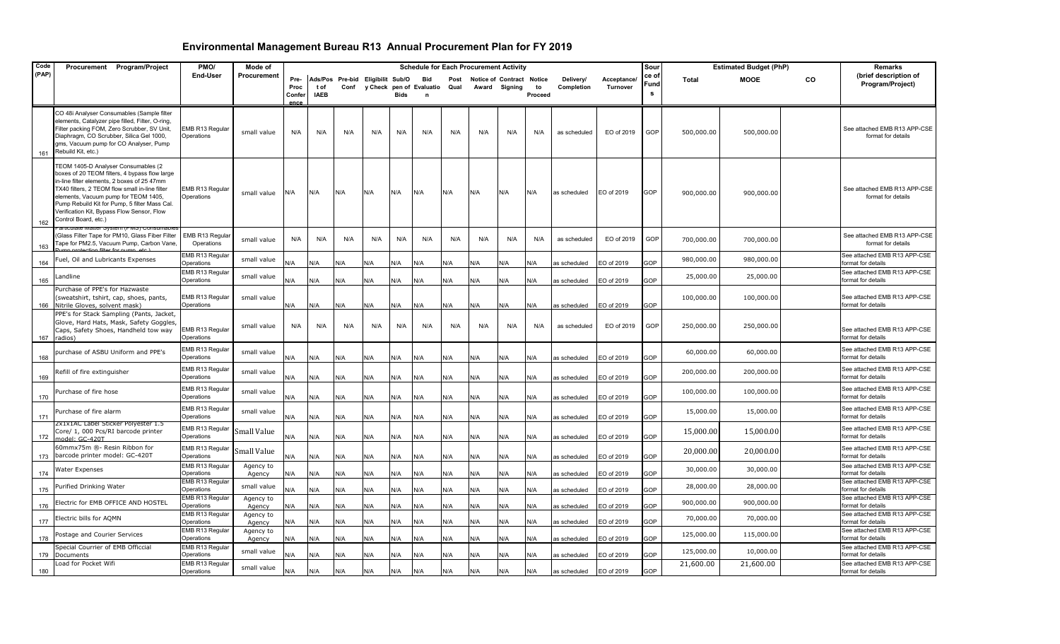# Environmental Management Bureau R13 Annual Procurement Plan for FY 2019

| Code (PAP) | Procurement Program/Project | PMO/ End-User | Mode of Procurement | Schedule for Each Procurement Activity | | | | | | | | | | | | Source of Funds | Estimated Budget (PhP) | | | Remarks (brief description of Program/Project) |
|---|---|---|---|---|---|---|---|---|---|---|---|---|---|---|---|---|---|---|---|---|
| | | | | Pre-Proc Conference | Ads/Post of IAEB | Pre-bid Conf | Eligibility Check | Sub/Open of Bids | Bid Evaluation | Post Qual | Notice of Award | Contract Signing | Notice to Proceed | Delivery/ Completion | Acceptance/ Turnover | | Total | MOOE | CO | |
| 161 | CO 48i Analyser Consumables (Sample filter elements, Catalyzer pipe filled, Filter, O-ring, Filter packing FOM, Zero Scrubber, SV Unit, Diaphragm, CO Scrubber, Silica Gel 1000, gms, Vacuum pump for CO Analyser, Pump Rebuild Kit, etc.) | EMB R13 Regular Operations | small value | N/A | N/A | N/A | N/A | N/A | N/A | N/A | N/A | N/A | N/A | as scheduled | EO of 2019 | GOP | 500,000.00 | 500,000.00 | | See attached EMB R13 APP-CSE format for details |
| 162 | TEOM 1405-D Analyser Consumables (2 boxes of 20 TEOM filters, 4 bypass flow large in-line filter elements, 2 boxes of 25 47mm TX40 filters, 2 TEOM flow small in-line filter elements, Vacuum pump for TEOM 1405, Pump Rebuild Kit for Pump, 5 filter Mass Cal. Verification Kit, Bypass Flow Sensor, Flow Control Board, etc.) | EMB R13 Regular Operations | small value | N/A | N/A | N/A | N/A | N/A | N/A | N/A | N/A | N/A | N/A | as scheduled | EO of 2019 | GOP | 900,000.00 | 900,000.00 | | See attached EMB R13 APP-CSE format for details |
| 163 | Particulate Matter System (PMS) Consumables (Glass Filter Tape for PM10, Glass Fiber Filter Tape for PM2.5, Vacuum Pump, Carbon Vane, Pump protection filter for pump, etc.) | EMB R13 Regular Operations | small value | N/A | N/A | N/A | N/A | N/A | N/A | N/A | N/A | N/A | N/A | as scheduled | EO of 2019 | GOP | 700,000.00 | 700,000.00 | | See attached EMB R13 APP-CSE format for details |
| 164 | Fuel, Oil and Lubricants Expenses | EMB R13 Regular Operations | small value | N/A | N/A | N/A | N/A | N/A | N/A | N/A | N/A | N/A | N/A | as scheduled | EO of 2019 | GOP | 980,000.00 | 980,000.00 | | See attached EMB R13 APP-CSE format for details |
| 165 | Landline | EMB R13 Regular Operations | small value | N/A | N/A | N/A | N/A | N/A | N/A | N/A | N/A | N/A | N/A | as scheduled | EO of 2019 | GOP | 25,000.00 | 25,000.00 | | See attached EMB R13 APP-CSE format for details |
| 166 | Purchase of PPE's for Hazwaste (sweatshirt, tshirt, cap, shoes, pants, Nitrile Gloves, solvent mask) | EMB R13 Regular Operations | small value | N/A | N/A | N/A | N/A | N/A | N/A | N/A | N/A | N/A | N/A | as scheduled | EO of 2019 | GOP | 100,000.00 | 100,000.00 | | See attached EMB R13 APP-CSE format for details |
| 167 | PPE's for Stack Sampling (Pants, Jacket, Glove, Hard Hats, Mask, Safety Goggles, Caps, Safety Shoes, Handheld tow way radios) | EMB R13 Regular Operations | small value | N/A | N/A | N/A | N/A | N/A | N/A | N/A | N/A | N/A | N/A | as scheduled | EO of 2019 | GOP | 250,000.00 | 250,000.00 | | See attached EMB R13 APP-CSE format for details |
| 168 | purchase of ASBU Uniform and PPE's | EMB R13 Regular Operations | small value | N/A | N/A | N/A | N/A | N/A | N/A | N/A | N/A | N/A | N/A | as scheduled | EO of 2019 | GOP | 60,000.00 | 60,000.00 | | See attached EMB R13 APP-CSE format for details |
| 169 | Refill of fire extinguisher | EMB R13 Regular Operations | small value | N/A | N/A | N/A | N/A | N/A | N/A | N/A | N/A | N/A | N/A | as scheduled | EO of 2019 | GOP | 200,000.00 | 200,000.00 | | See attached EMB R13 APP-CSE format for details |
| 170 | Purchase of fire hose | EMB R13 Regular Operations | small value | N/A | N/A | N/A | N/A | N/A | N/A | N/A | N/A | N/A | N/A | as scheduled | EO of 2019 | GOP | 100,000.00 | 100,000.00 | | See attached EMB R13 APP-CSE format for details |
| 171 | Purchase of fire alarm | EMB R13 Regular Operations | small value | N/A | N/A | N/A | N/A | N/A | N/A | N/A | N/A | N/A | N/A | as scheduled | EO of 2019 | GOP | 15,000.00 | 15,000.00 | | See attached EMB R13 APP-CSE format for details |
| 172 | 2x1x1AC Label Sticker Polyester 1.5 Core/ 1, 000 Pcs/Rl barcode printer model: GC-420T | EMB R13 Regular Operations | Small Value | N/A | N/A | N/A | N/A | N/A | N/A | N/A | N/A | N/A | N/A | as scheduled | EO of 2019 | GOP | 15,000.00 | 15,000.00 | | See attached EMB R13 APP-CSE format for details |
| 173 | 60mmx75m ®- Resin Ribbon for barcode printer model: GC-420T | EMB R13 Regular Operations | Small Value | N/A | N/A | N/A | N/A | N/A | N/A | N/A | N/A | N/A | N/A | as scheduled | EO of 2019 | GOP | 20,000.00 | 20,000.00 | | See attached EMB R13 APP-CSE format for details |
| 174 | Water Expenses | EMB R13 Regular Operations | Agency to Agency | N/A | N/A | N/A | N/A | N/A | N/A | N/A | N/A | N/A | N/A | as scheduled | EO of 2019 | GOP | 30,000.00 | 30,000.00 | | See attached EMB R13 APP-CSE format for details |
| 175 | Purified Drinking Water | EMB R13 Regular Operations | small value | N/A | N/A | N/A | N/A | N/A | N/A | N/A | N/A | N/A | N/A | as scheduled | EO of 2019 | GOP | 28,000.00 | 28,000.00 | | See attached EMB R13 APP-CSE format for details |
| 176 | Electric for EMB OFFICE AND HOSTEL | EMB R13 Regular Operations | Agency to Agency | N/A | N/A | N/A | N/A | N/A | N/A | N/A | N/A | N/A | N/A | as scheduled | EO of 2019 | GOP | 900,000.00 | 900,000.00 | | See attached EMB R13 APP-CSE format for details |
| 177 | Electric bills for AQMN | EMB R13 Regular Operations | Agency to Agency | N/A | N/A | N/A | N/A | N/A | N/A | N/A | N/A | N/A | N/A | as scheduled | EO of 2019 | GOP | 70,000.00 | 70,000.00 | | See attached EMB R13 APP-CSE format for details |
| 178 | Postage and Courier Services | EMB R13 Regular Operations | Agency to Agency | N/A | N/A | N/A | N/A | N/A | N/A | N/A | N/A | N/A | N/A | as scheduled | EO of 2019 | GOP | 125,000.00 | 115,000.00 | | See attached EMB R13 APP-CSE format for details |
| 179 | Special Courrier of EMB Officcial Documents | EMB R13 Regular Operations | small value | N/A | N/A | N/A | N/A | N/A | N/A | N/A | N/A | N/A | N/A | as scheduled | EO of 2019 | GOP | 125,000.00 | 10,000.00 | | See attached EMB R13 APP-CSE format for details |
| 180 | Load for Pocket Wifi | EMB R13 Regular Operations | small value | N/A | N/A | N/A | N/A | N/A | N/A | N/A | N/A | N/A | N/A | as scheduled | EO of 2019 | GOP | 21,600.00 | 21,600.00 | | See attached EMB R13 APP-CSE format for details |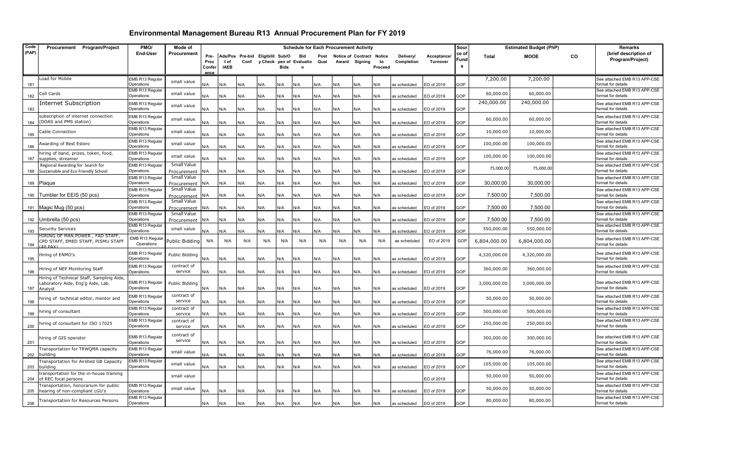# Environmental Management Bureau R13 Annual Procurement Plan for FY 2019

| Code (PAP) | Procurement Program/Project | PMO/ End-User | Mode of Procurement | Schedule for Each Procurement Activity | | | | | | | | | | | | Source of Funds | Estimated Budget (PhP) | | | Remarks (brief description of Program/Project) |
|---|---|---|---|---|---|---|---|---|---|---|---|---|---|---|---|---|---|---|---|---|
| | | | | Pre-Proc Conference | Ads/Post of IAEB | Pre-bid Conf | Eligibility Check | Sub/Open of Bids | Bid Evaluation | Post Qual | Notice of Award | Contract Signing | Notice to Proceed | Delivery/ Completion | Acceptance/ Turnover | | Total | MOOE | CO | |
| 181 | Load for Mobile | EMB R13 Regular Operations | small value | N/A | N/A | N/A | N/A | N/A | N/A | N/A | N/A | N/A | N/A | as scheduled | EO of 2019 | GOP | 7,200.00 | 7,200.00 | | See attached EMB R13 APP-CSE format for details |
| 182 | Cell Cards | EMB R13 Regular Operations | small value | N/A | N/A | N/A | N/A | N/A | N/A | N/A | N/A | N/A | N/A | as scheduled | EO of 2019 | GOP | 60,000.00 | 60,000.00 | | See attached EMB R13 APP-CSE format for details |
| 183 | Internet Subscription | EMB R13 Regular Operations | small value | N/A | N/A | N/A | N/A | N/A | N/A | N/A | N/A | N/A | N/A | as scheduled | EO of 2019 | GOP | 240,000.00 | 240,000.00 | | See attached EMB R13 APP-CSE format for details |
| 184 | subscription of internet connection (DOAS and PMS station) | EMB R13 Regular Operations | small value | N/A | N/A | N/A | N/A | N/A | N/A | N/A | N/A | N/A | N/A | as scheduled | EO of 2019 | GOP | 60,000.00 | 60,000.00 | | See attached EMB R13 APP-CSE format for details |
| 185 | Cable Connection | EMB R13 Regular Operations | small value | N/A | N/A | N/A | N/A | N/A | N/A | N/A | N/A | N/A | N/A | as scheduled | EO of 2019 | GOP | 10,000.00 | 10,000.00 | | See attached EMB R13 APP-CSE format for details |
| 186 | Awarding of Best Estero | EMB R13 Regular Operations | small value | N/A | N/A | N/A | N/A | N/A | N/A | N/A | N/A | N/A | N/A | as scheduled | EO of 2019 | GOP | 100,000.00 | 100,000.00 | | See attached EMB R13 APP-CSE format for details |
| 187 | hiring of band, prizes, token, food, supplies, streamer | EMB R13 Regular Operations | small value | N/A | N/A | N/A | N/A | N/A | N/A | N/A | N/A | N/A | N/A | as scheduled | EO of 2019 | GOP | 100,000.00 | 100,000.00 | | See attached EMB R13 APP-CSE format for details |
| 188 | Regional Awarding for Search for Sustainable and Eco Friendly School | EMB R13 Regular Operations | Small Value Procurement | N/A | N/A | N/A | N/A | N/A | N/A | N/A | N/A | N/A | N/A | as scheduled | EO of 2019 | GOP | 75,000.00 | 75,000.00 | | See attached EMB R13 APP-CSE format for details |
| 189 | Plaque | EMB R13 Regular Operations | Small Value Procurement | N/A | N/A | N/A | N/A | N/A | N/A | N/A | N/A | N/A | N/A | as scheduled | EO of 2019 | GOP | 30,000.00 | 30,000.00 | | See attached EMB R13 APP-CSE format for details |
| 190 | Tumbler for EEIS (50 pcs) | EMB R13 Regular Operations | Small Value Procurement | N/A | N/A | N/A | N/A | N/A | N/A | N/A | N/A | N/A | N/A | as scheduled | EO of 2019 | GOP | 7,500.00 | 7,500.00 | | See attached EMB R13 APP-CSE format for details |
| 191 | Magic Mug (50 pcs) | EMB R13 Regular Operations | Small Value Procurement | N/A | N/A | N/A | N/A | N/A | N/A | N/A | N/A | N/A | N/A | as scheduled | EO of 2019 | GOP | 7,500.00 | 7,500.00 | | See attached EMB R13 APP-CSE format for details |
| 192 | Umbrella (50 pcs) | EMB R13 Regular Operations | Small Value Procurement | N/A | N/A | N/A | N/A | N/A | N/A | N/A | N/A | N/A | N/A | as scheduled | EO of 2019 | GOP | 7,500.00 | 7,500.00 | | See attached EMB R13 APP-CSE format for details |
| 193 | Security Services | EMB R13 Regular Operations | small value | N/A | N/A | N/A | N/A | N/A | N/A | N/A | N/A | N/A | N/A | as scheduled | EO of 2019 | GOP | 550,000.00 | 550,000.00 | | See attached EMB R13 APP-CSE format for details |
| 194 | HIRING OF MAN POWER , FAD STAFF, CPD STAFF, EMED STAFF, PISMU STAFF (40 PAX) | EMB R13 Regular Operations | Public Bidding | N/A | N/A | N/A | N/A | N/A | N/A | N/A | N/A | N/A | N/A | as scheduled | EO of 2019 | GOP | 6,804,000.00 | 6,804,000.00 | | See attached EMB R13 APP-CSE format for details |
| 195 | Hiring of ENMO's | EMB R13 Regular Operations | Public Bidding | N/A | N/A | N/A | N/A | N/A | N/A | N/A | N/A | N/A | N/A | as scheduled | EO of 2019 | GOP | 4,320,000.00 | 4,320,000.00 | | See attached EMB R13 APP-CSE format for details |
| 196 | Hiring of NEP Monitoring Staff | EMB R13 Regular Operations | contract of service | N/A | N/A | N/A | N/A | N/A | N/A | N/A | N/A | N/A | N/A | as scheduled | EO of 2019 | GOP | 360,000.00 | 360,000.00 | | See attached EMB R13 APP-CSE format for details |
| 197 | Hiring of Technical Staff, Sampling Aide, Laboratory Aide, Eng'g Aide, Lab. Analyst | EMB R13 Regular Operations | Public Bidding | N/A | N/A | N/A | N/A | N/A | N/A | N/A | N/A | N/A | N/A | as scheduled | EO of 2019 | GOP | 3,000,000.00 | 3,000,000.00 | | See attached EMB R13 APP-CSE format for details |
| 198 | hiring of technical editor, mentor and | EMB R13 Regular Operations | contract of service | N/A | N/A | N/A | N/A | N/A | N/A | N/A | N/A | N/A | N/A | as scheduled | EO of 2019 | GOP | 50,000.00 | 50,000.00 | | See attached EMB R13 APP-CSE format for details |
| 199 | hiring of consultant | EMB R13 Regular Operations | contract of service | N/A | N/A | N/A | N/A | N/A | N/A | N/A | N/A | N/A | N/A | as scheduled | EO of 2019 | GOP | 500,000.00 | 500,000.00 | | See attached EMB R13 APP-CSE format for details |
| 200 | hiring of consultant for ISO 17025 | EMB R13 Regular Operations | contract of service | N/A | N/A | N/A | N/A | N/A | N/A | N/A | N/A | N/A | N/A | as scheduled | EO of 2019 | GOP | 250,000.00 | 250,000.00 | | See attached EMB R13 APP-CSE format for details |
| 201 | hiring of GIS operator | EMB R13 Regular Operations | contract of service | N/A | N/A | N/A | N/A | N/A | N/A | N/A | N/A | N/A | N/A | as scheduled | EO of 2019 | GOP | 300,000.00 | 300,000.00 | | See attached EMB R13 APP-CSE format for details |
| 202 | Transportation for TRWQMA capacity building | EMB R13 Regular Operations | small value | N/A | N/A | N/A | N/A | N/A | N/A | N/A | N/A | N/A | N/A | as scheduled | EO of 2019 | GOP | 76,000.00 | 76,000.00 | | See attached EMB R13 APP-CSE format for details |
| 203 | Transportation for Airshed GB Capacity building | EMB R13 Regular Operations | small value | N/A | N/A | N/A | N/A | N/A | N/A | N/A | N/A | N/A | N/A | as scheduled | EO of 2019 | GOP | 105,000.00 | 105,000.00 | | See attached EMB R13 APP-CSE format for details |
| 204 | transportation for the in-house training of REC focal persons | | small value | | | | | | | | | | | | EO of 2019 | | 50,000.00 | 50,000.00 | | See attached EMB R13 APP-CSE format for details |
| 205 | Transportation, honorarium for public hearing of non-compliant LGU's | EMB R13 Regular Operations | small value | N/A | N/A | N/A | N/A | N/A | N/A | N/A | N/A | N/A | N/A | as scheduled | EO of 2019 | GOP | 50,000.00 | 50,000.00 | | See attached EMB R13 APP-CSE format for details |
| 206 | Transportation for Resources Persons | EMB R13 Regular Operations | | N/A | N/A | N/A | N/A | N/A | N/A | N/A | N/A | N/A | N/A | as scheduled | EO of 2019 | GOP | 80,000.00 | 80,000.00 | | See attached EMB R13 APP-CSE format for details |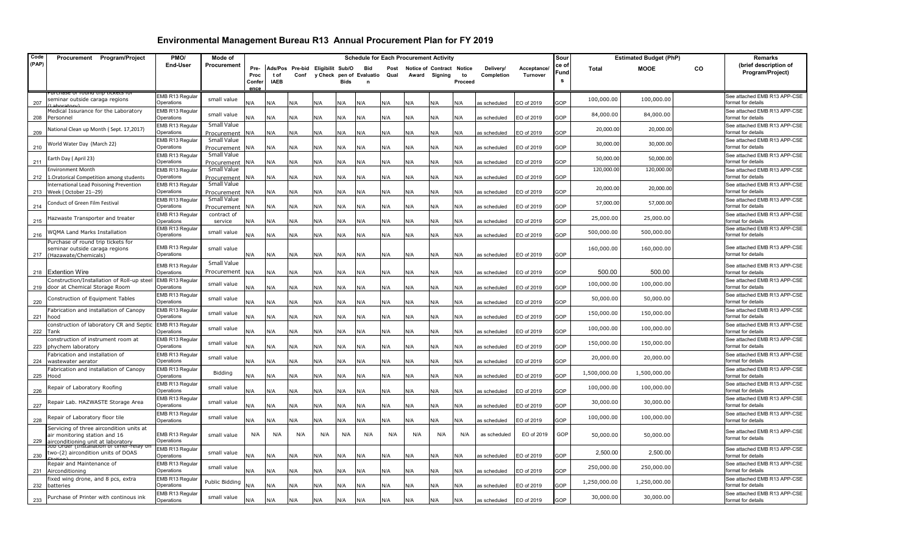# Environmental Management Bureau R13 Annual Procurement Plan for FY 2019

| Code (PAP) | Procurement Program/Project | PMO/ End-User | Mode of Procurement | Schedule for Each Procurement Activity | | | | | | | | | | | | | Source of Funds | Estimated Budget (PhP) | | | Remarks (brief description of Program/Project) |
|---|---|---|---|---|---|---|---|---|---|---|---|---|---|---|---|---|---|---|---|---|---|
| | | | | Pre-Proc Conference | Ads/Post of IAEB | Pre-bid Conf | Eligibility Check | Sub/Open of Bids | Bid Evaluation | Post Qual | Notice of Award | Contract Signing | Notice to Proceed | Delivery/ Completion | Acceptance/ Turnover | | Total | MOOE | CO | |
| 207 | Purchase of round trip tickets for seminar outside caraga regions (Laboratory) | EMB R13 Regular Operations | small value | N/A | N/A | N/A | N/A | N/A | N/A | N/A | N/A | N/A | N/A | as scheduled | EO of 2019 | GOP | 100,000.00 | 100,000.00 | | See attached EMB R13 APP-CSE format for details |
| 208 | Medical Issurance for the Laboratory Personnel | EMB R13 Regular Operations | small value | N/A | N/A | N/A | N/A | N/A | N/A | N/A | N/A | N/A | N/A | as scheduled | EO of 2019 | GOP | 84,000.00 | 84,000.00 | | See attached EMB R13 APP-CSE format for details |
| 209 | National Clean up Month ( Sept. 17,2017) | EMB R13 Regular Operations | Small Value Procurement | N/A | N/A | N/A | N/A | N/A | N/A | N/A | N/A | N/A | N/A | as scheduled | EO of 2019 | GOP | 20,000.00 | 20,000.00 | | See attached EMB R13 APP-CSE format for details |
| 210 | World Water Day (March 22) | EMB R13 Regular Operations | Small Value Procurement | N/A | N/A | N/A | N/A | N/A | N/A | N/A | N/A | N/A | N/A | as scheduled | EO of 2019 | GOP | 30,000.00 | 30,000.00 | | See attached EMB R13 APP-CSE format for details |
| 211 | Earth Day ( April 23) | EMB R13 Regular Operations | Small Value Procurement | N/A | N/A | N/A | N/A | N/A | N/A | N/A | N/A | N/A | N/A | as scheduled | EO of 2019 | GOP | 50,000.00 | 50,000.00 | | See attached EMB R13 APP-CSE format for details |
| 212 | Environment Month 1.Oratorical Competition among students | EMB R13 Regular Operations | Small Value Procurement | N/A | N/A | N/A | N/A | N/A | N/A | N/A | N/A | N/A | N/A | as scheduled | EO of 2019 | GOP | 120,000.00 | 120,000.00 | | See attached EMB R13 APP-CSE format for details |
| 213 | International Lead Poisoning Prevention Week ( October 21--29) | EMB R13 Regular Operations | Small Value Procurement | N/A | N/A | N/A | N/A | N/A | N/A | N/A | N/A | N/A | N/A | as scheduled | EO of 2019 | GOP | 20,000.00 | 20,000.00 | | See attached EMB R13 APP-CSE format for details |
| 214 | Conduct of Green Film Festival | EMB R13 Regular Operations | Small Value Procurement | N/A | N/A | N/A | N/A | N/A | N/A | N/A | N/A | N/A | N/A | as scheduled | EO of 2019 | GOP | 57,000.00 | 57,000.00 | | See attached EMB R13 APP-CSE format for details |
| 215 | Hazwaste Transporter and treater | EMB R13 Regular Operations | contract of service | N/A | N/A | N/A | N/A | N/A | N/A | N/A | N/A | N/A | N/A | as scheduled | EO of 2019 | GOP | 25,000.00 | 25,000.00 | | See attached EMB R13 APP-CSE format for details |
| 216 | WQMA Land Marks Installation | EMB R13 Regular Operations | small value | N/A | N/A | N/A | N/A | N/A | N/A | N/A | N/A | N/A | N/A | as scheduled | EO of 2019 | GOP | 500,000.00 | 500,000.00 | | See attached EMB R13 APP-CSE format for details |
| 217 | Purchase of round trip tickets for seminar outside caraga regions (Hazawate/Chemicals) | EMB R13 Regular Operations | small value | N/A | N/A | N/A | N/A | N/A | N/A | N/A | N/A | N/A | N/A | as scheduled | EO of 2019 | GOP | 160,000.00 | 160,000.00 | | See attached EMB R13 APP-CSE format for details |
| 218 | Extention Wire | EMB R13 Regular Operations | Small Value Procurement | N/A | N/A | N/A | N/A | N/A | N/A | N/A | N/A | N/A | N/A | as scheduled | EO of 2019 | GOP | 500.00 | 500.00 | | See attached EMB R13 APP-CSE format for details |
| 219 | Construction/Installation of Roll-up steel door at Chemical Storage Room | EMB R13 Regular Operations | small value | N/A | N/A | N/A | N/A | N/A | N/A | N/A | N/A | N/A | N/A | as scheduled | EO of 2019 | GOP | 100,000.00 | 100,000.00 | | See attached EMB R13 APP-CSE format for details |
| 220 | Construction of Equipment Tables | EMB R13 Regular Operations | small value | N/A | N/A | N/A | N/A | N/A | N/A | N/A | N/A | N/A | N/A | as scheduled | EO of 2019 | GOP | 50,000.00 | 50,000.00 | | See attached EMB R13 APP-CSE format for details |
| 221 | Fabrication and installation of Canopy hood | EMB R13 Regular Operations | small value | N/A | N/A | N/A | N/A | N/A | N/A | N/A | N/A | N/A | N/A | as scheduled | EO of 2019 | GOP | 150,000.00 | 150,000.00 | | See attached EMB R13 APP-CSE format for details |
| 222 | construction of laboratory CR and Septic Tank | EMB R13 Regular Operations | small value | N/A | N/A | N/A | N/A | N/A | N/A | N/A | N/A | N/A | N/A | as scheduled | EO of 2019 | GOP | 100,000.00 | 100,000.00 | | See attached EMB R13 APP-CSE format for details |
| 223 | construction of instrument room at phychem laboratory | EMB R13 Regular Operations | small value | N/A | N/A | N/A | N/A | N/A | N/A | N/A | N/A | N/A | N/A | as scheduled | EO of 2019 | GOP | 150,000.00 | 150,000.00 | | See attached EMB R13 APP-CSE format for details |
| 224 | Fabrication and installation of wastewater aerator | EMB R13 Regular Operations | small value | N/A | N/A | N/A | N/A | N/A | N/A | N/A | N/A | N/A | N/A | as scheduled | EO of 2019 | GOP | 20,000.00 | 20,000.00 | | See attached EMB R13 APP-CSE format for details |
| 225 | Fabrication and installation of Canopy Hood | EMB R13 Regular Operations | Bidding | N/A | N/A | N/A | N/A | N/A | N/A | N/A | N/A | N/A | N/A | as scheduled | EO of 2019 | GOP | 1,500,000.00 | 1,500,000.00 | | See attached EMB R13 APP-CSE format for details |
| 226 | Repair of Laboratory Roofing | EMB R13 Regular Operations | small value | N/A | N/A | N/A | N/A | N/A | N/A | N/A | N/A | N/A | N/A | as scheduled | EO of 2019 | GOP | 100,000.00 | 100,000.00 | | See attached EMB R13 APP-CSE format for details |
| 227 | Repair Lab. HAZWASTE Storage Area | EMB R13 Regular Operations | small value | N/A | N/A | N/A | N/A | N/A | N/A | N/A | N/A | N/A | N/A | as scheduled | EO of 2019 | GOP | 30,000.00 | 30,000.00 | | See attached EMB R13 APP-CSE format for details |
| 228 | Repair of Laboratory floor tile | EMB R13 Regular Operations | small value | N/A | N/A | N/A | N/A | N/A | N/A | N/A | N/A | N/A | N/A | as scheduled | EO of 2019 | GOP | 100,000.00 | 100,000.00 | | See attached EMB R13 APP-CSE format for details |
| 229 | Servicing of three aircondition units at air monitoring station and 16 airconditioning unit at laboratory | EMB R13 Regular Operations | small value | N/A | N/A | N/A | N/A | N/A | N/A | N/A | N/A | N/A | N/A | as scheduled | EO of 2019 | GOP | 50,000.00 | 50,000.00 | | See attached EMB R13 APP-CSE format for details |
| 230 | Job Order (installation of timer-relay on two-(2) aircondition units of DOAS Station) | EMB R13 Regular Operations | small value | N/A | N/A | N/A | N/A | N/A | N/A | N/A | N/A | N/A | N/A | as scheduled | EO of 2019 | GOP | 2,500.00 | 2,500.00 | | See attached EMB R13 APP-CSE format for details |
| 231 | Repair and Maintenance of Airconditioning | EMB R13 Regular Operations | small value | N/A | N/A | N/A | N/A | N/A | N/A | N/A | N/A | N/A | N/A | as scheduled | EO of 2019 | GOP | 250,000.00 | 250,000.00 | | See attached EMB R13 APP-CSE format for details |
| 232 | fixed wing drone, and 8 pcs, extra batteries | EMB R13 Regular Operations | Public Bidding | N/A | N/A | N/A | N/A | N/A | N/A | N/A | N/A | N/A | N/A | as scheduled | EO of 2019 | GOP | 1,250,000.00 | 1,250,000.00 | | See attached EMB R13 APP-CSE format for details |
| 233 | Purchase of Printer with continous ink | EMB R13 Regular Operations | small value | N/A | N/A | N/A | N/A | N/A | N/A | N/A | N/A | N/A | N/A | as scheduled | EO of 2019 | GOP | 30,000.00 | 30,000.00 | | See attached EMB R13 APP-CSE format for details |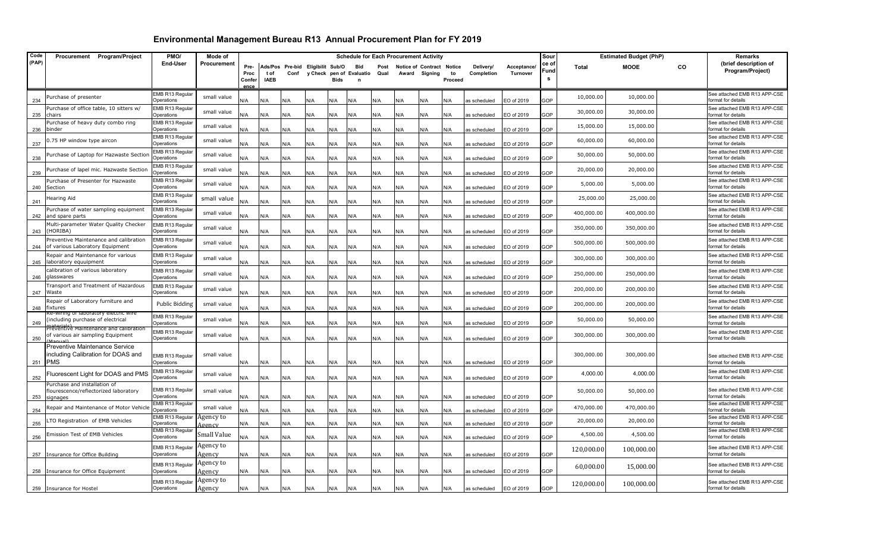# Environmental Management Bureau R13 Annual Procurement Plan for FY 2019

| Code (PAP) | Procurement Program/Project | PMO/ End-User | Mode of Procurement | Schedule for Each Procurement Activity | | | | | | | | | | | | | Source of Funds | Estimated Budget (PhP) | | | Remarks (brief description of Program/Project) |
|---|---|---|---|---|---|---|---|---|---|---|---|---|---|---|---|---|---|---|---|---|---|
| | | | | Pre-Proc Conference | Ads/Post of IAEB | Pre-bid Conf | Eligibility Check | Sub/Open of Bids | Bid Evaluation | Post Qual | Notice of Award | Contract Signing | Notice to Proceed | Delivery/ Completion | Acceptance/ Turnover | | | Total | MOOE | CO | |
| 234 | Purchase of presenter | EMB R13 Regular Operations | small value | N/A | N/A | N/A | N/A | N/A | N/A | N/A | N/A | N/A | N/A | as scheduled | EO of 2019 | | GOP | 10,000.00 | 10,000.00 | | See attached EMB R13 APP-CSE format for details |
| 235 | Purchase of office table, 10 sitters w/ chairs | EMB R13 Regular Operations | small value | N/A | N/A | N/A | N/A | N/A | N/A | N/A | N/A | N/A | N/A | as scheduled | EO of 2019 | | GOP | 30,000.00 | 30,000.00 | | See attached EMB R13 APP-CSE format for details |
| 236 | Purchase of heavy duty combo ring binder | EMB R13 Regular Operations | small value | N/A | N/A | N/A | N/A | N/A | N/A | N/A | N/A | N/A | N/A | as scheduled | EO of 2019 | | GOP | 15,000.00 | 15,000.00 | | See attached EMB R13 APP-CSE format for details |
| 237 | 0.75 HP window type aircon | EMB R13 Regular Operations | small value | N/A | N/A | N/A | N/A | N/A | N/A | N/A | N/A | N/A | N/A | as scheduled | EO of 2019 | | GOP | 60,000.00 | 60,000.00 | | See attached EMB R13 APP-CSE format for details |
| 238 | Purchase of Laptop for Hazwaste Section | EMB R13 Regular Operations | small value | N/A | N/A | N/A | N/A | N/A | N/A | N/A | N/A | N/A | N/A | as scheduled | EO of 2019 | | GOP | 50,000.00 | 50,000.00 | | See attached EMB R13 APP-CSE format for details |
| 239 | Purchase of lapel mic. Hazwaste Section | EMB R13 Regular Operations | small value | N/A | N/A | N/A | N/A | N/A | N/A | N/A | N/A | N/A | N/A | as scheduled | EO of 2019 | | GOP | 20,000.00 | 20,000.00 | | See attached EMB R13 APP-CSE format for details |
| 240 | Purchase of Presenter for Hazwaste Section | EMB R13 Regular Operations | small value | N/A | N/A | N/A | N/A | N/A | N/A | N/A | N/A | N/A | N/A | as scheduled | EO of 2019 | | GOP | 5,000.00 | 5,000.00 | | See attached EMB R13 APP-CSE format for details |
| 241 | Hearing Aid | EMB R13 Regular Operations | small value | N/A | N/A | N/A | N/A | N/A | N/A | N/A | N/A | N/A | N/A | as scheduled | EO of 2019 | | GOP | 25,000.00 | 25,000.00 | | See attached EMB R13 APP-CSE format for details |
| 242 | Purchase of water sampling equipment and spare parts | EMB R13 Regular Operations | small value | N/A | N/A | N/A | N/A | N/A | N/A | N/A | N/A | N/A | N/A | as scheduled | EO of 2019 | | GOP | 400,000.00 | 400,000.00 | | See attached EMB R13 APP-CSE format for details |
| 243 | Multi-parameter Water Quality Checker (HORIBA) | EMB R13 Regular Operations | small value | N/A | N/A | N/A | N/A | N/A | N/A | N/A | N/A | N/A | N/A | as scheduled | EO of 2019 | | GOP | 350,000.00 | 350,000.00 | | See attached EMB R13 APP-CSE format for details |
| 244 | Preventive Maintenance and calibration of various Laboratory Equipment | EMB R13 Regular Operations | small value | N/A | N/A | N/A | N/A | N/A | N/A | N/A | N/A | N/A | N/A | as scheduled | EO of 2019 | | GOP | 500,000.00 | 500,000.00 | | See attached EMB R13 APP-CSE format for details |
| 245 | Repair and Maintenance for various laboratory equuipment | EMB R13 Regular Operations | small value | N/A | N/A | N/A | N/A | N/A | N/A | N/A | N/A | N/A | N/A | as scheduled | EO of 2019 | | GOP | 300,000.00 | 300,000.00 | | See attached EMB R13 APP-CSE format for details |
| 246 | calibration of various laboratory glasswares | EMB R13 Regular Operations | small value | N/A | N/A | N/A | N/A | N/A | N/A | N/A | N/A | N/A | N/A | as scheduled | EO of 2019 | | GOP | 250,000.00 | 250,000.00 | | See attached EMB R13 APP-CSE format for details |
| 247 | Transport and Treatment of Hazardous Waste | EMB R13 Regular Operations | small value | N/A | N/A | N/A | N/A | N/A | N/A | N/A | N/A | N/A | N/A | as scheduled | EO of 2019 | | GOP | 200,000.00 | 200,000.00 | | See attached EMB R13 APP-CSE format for details |
| 248 | Repair of Laboratory furniture and fixtures | Public Bidding | small value | N/A | N/A | N/A | N/A | N/A | N/A | N/A | N/A | N/A | N/A | as scheduled | EO of 2019 | | GOP | 200,000.00 | 200,000.00 | | See attached EMB R13 APP-CSE format for details |
| 249 | Re-wiring of laboratory electric wire (including purchase of electrical materials) | EMB R13 Regular Operations | small value | N/A | N/A | N/A | N/A | N/A | N/A | N/A | N/A | N/A | N/A | as scheduled | EO of 2019 | | GOP | 50,000.00 | 50,000.00 | | See attached EMB R13 APP-CSE format for details |
| 250 | Preventive Maintenance and calibration of various air sampling Equipment (Manual) | EMB R13 Regular Operations | small value | N/A | N/A | N/A | N/A | N/A | N/A | N/A | N/A | N/A | N/A | as scheduled | EO of 2019 | | GOP | 300,000.00 | 300,000.00 | | See attached EMB R13 APP-CSE format for details |
| 251 | Preventive Maintenance Service including Calibration for DOAS and PMS | EMB R13 Regular Operations | small value | N/A | N/A | N/A | N/A | N/A | N/A | N/A | N/A | N/A | N/A | as scheduled | EO of 2019 | | GOP | 300,000.00 | 300,000.00 | | See attached EMB R13 APP-CSE format for details |
| 252 | Fluorescent Light for DOAS and PMS | EMB R13 Regular Operations | small value | N/A | N/A | N/A | N/A | N/A | N/A | N/A | N/A | N/A | N/A | as scheduled | EO of 2019 | | GOP | 4,000.00 | 4,000.00 | | See attached EMB R13 APP-CSE format for details |
| 253 | Purchase and installation of flourescence/reflectorized laboratory signages | EMB R13 Regular Operations | small value | N/A | N/A | N/A | N/A | N/A | N/A | N/A | N/A | N/A | N/A | as scheduled | EO of 2019 | | GOP | 50,000.00 | 50,000.00 | | See attached EMB R13 APP-CSE format for details |
| 254 | Repair and Maintenance of Motor Vehicle | EMB R13 Regular Operations | small value | N/A | N/A | N/A | N/A | N/A | N/A | N/A | N/A | N/A | N/A | as scheduled | EO of 2019 | | GOP | 470,000.00 | 470,000.00 | | See attached EMB R13 APP-CSE format for details |
| 255 | LTO Registration of EMB Vehicles | EMB R13 Regular Operations | Agency to Agency | N/A | N/A | N/A | N/A | N/A | N/A | N/A | N/A | N/A | N/A | as scheduled | EO of 2019 | | GOP | 20,000.00 | 20,000.00 | | See attached EMB R13 APP-CSE format for details |
| 256 | Emission Test of EMB Vehicles | EMB R13 Regular Operations | Small Value | N/A | N/A | N/A | N/A | N/A | N/A | N/A | N/A | N/A | N/A | as scheduled | EO of 2019 | | GOP | 4,500.00 | 4,500.00 | | See attached EMB R13 APP-CSE format for details |
| 257 | Insurance for Office Building | EMB R13 Regular Operations | Agency to Agency | N/A | N/A | N/A | N/A | N/A | N/A | N/A | N/A | N/A | N/A | as scheduled | EO of 2019 | | GOP | 120,000.00 | 100,000.00 | | See attached EMB R13 APP-CSE format for details |
| 258 | Insurance for Office Equipment | EMB R13 Regular Operations | Agency to Agency | N/A | N/A | N/A | N/A | N/A | N/A | N/A | N/A | N/A | N/A | as scheduled | EO of 2019 | | GOP | 60,000.00 | 15,000.00 | | See attached EMB R13 APP-CSE format for details |
| 259 | Insurance for Hostel | EMB R13 Regular Operations | Agency to Agency | N/A | N/A | N/A | N/A | N/A | N/A | N/A | N/A | N/A | N/A | as scheduled | EO of 2019 | | GOP | 120,000.00 | 100,000.00 | | See attached EMB R13 APP-CSE format for details |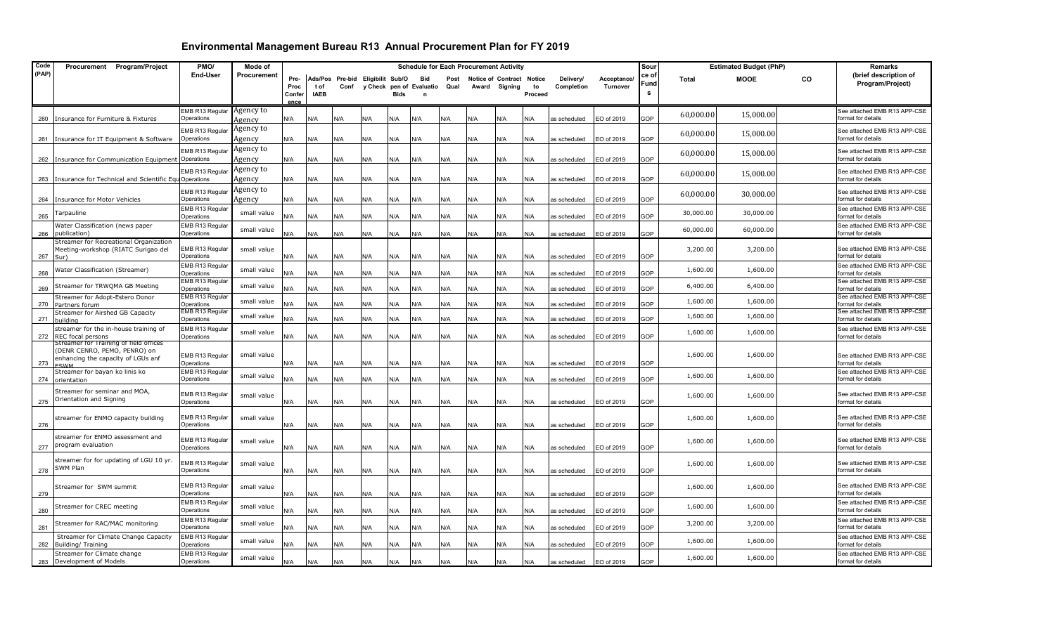# Environmental Management Bureau R13 Annual Procurement Plan for FY 2019

| Code (PAP) | Procurement Program/Project | PMO/ End-User | Mode of Procurement | Schedule for Each Procurement Activity | | | | | | | | | | | | Source of Funds | Estimated Budget (PhP) | | | Remarks (brief description of Program/Project) |
|---|---|---|---|---|---|---|---|---|---|---|---|---|---|---|---|---|---|---|---|---|
| | | | | Pre-Proc Conference | Ads/Post of IAEB | Pre-bid Conf | Eligibility Check | Sub/Open of Bids | Bid Evaluation | Post Qual | Notice of Award | Contract Signing | Notice to Proceed | Delivery/ Completion | Acceptance/ Turnover | | Total | MOOE | CO | |
| 260 | Insurance for Furniture & Fixtures | EMB R13 Regular Operations | Agency to Agency | N/A | N/A | N/A | N/A | N/A | N/A | N/A | N/A | N/A | N/A | as scheduled | EO of 2019 | GOP | 60,000.00 | 15,000.00 | | See attached EMB R13 APP-CSE format for details |
| 261 | Insurance for IT Equipment & Software | EMB R13 Regular Operations | Agency to Agency | N/A | N/A | N/A | N/A | N/A | N/A | N/A | N/A | N/A | N/A | as scheduled | EO of 2019 | GOP | 60,000.00 | 15,000.00 | | See attached EMB R13 APP-CSE format for details |
| 262 | Insurance for Communication Equipment | EMB R13 Regular Operations | Agency to Agency | N/A | N/A | N/A | N/A | N/A | N/A | N/A | N/A | N/A | N/A | as scheduled | EO of 2019 | GOP | 60,000.00 | 15,000.00 | | See attached EMB R13 APP-CSE format for details |
| 263 | Insurance for Technical and Scientific Equ | EMB R13 Regular Operations | Agency to Agency | N/A | N/A | N/A | N/A | N/A | N/A | N/A | N/A | N/A | N/A | as scheduled | EO of 2019 | GOP | 60,000.00 | 15,000.00 | | See attached EMB R13 APP-CSE format for details |
| 264 | Insurance for Motor Vehicles | EMB R13 Regular Operations | Agency to Agency | N/A | N/A | N/A | N/A | N/A | N/A | N/A | N/A | N/A | N/A | as scheduled | EO of 2019 | GOP | 60,000.00 | 30,000.00 | | See attached EMB R13 APP-CSE format for details |
| 265 | Tarpauline | EMB R13 Regular Operations | small value | N/A | N/A | N/A | N/A | N/A | N/A | N/A | N/A | N/A | N/A | as scheduled | EO of 2019 | GOP | 30,000.00 | 30,000.00 | | See attached EMB R13 APP-CSE format for details |
| 266 | Water Classification (news paper publication) | EMB R13 Regular Operations | small value | N/A | N/A | N/A | N/A | N/A | N/A | N/A | N/A | N/A | N/A | as scheduled | EO of 2019 | GOP | 60,000.00 | 60,000.00 | | See attached EMB R13 APP-CSE format for details |
| 267 | Streamer for Recreational Organization Meeting-workshop (RIATC Surigao del Sur) | EMB R13 Regular Operations | small value | N/A | N/A | N/A | N/A | N/A | N/A | N/A | N/A | N/A | N/A | as scheduled | EO of 2019 | GOP | 3,200.00 | 3,200.00 | | See attached EMB R13 APP-CSE format for details |
| 268 | Water Classification (Streamer) | EMB R13 Regular Operations | small value | N/A | N/A | N/A | N/A | N/A | N/A | N/A | N/A | N/A | N/A | as scheduled | EO of 2019 | GOP | 1,600.00 | 1,600.00 | | See attached EMB R13 APP-CSE format for details |
| 269 | Streamer for TRWQMA GB Meeting | EMB R13 Regular Operations | small value | N/A | N/A | N/A | N/A | N/A | N/A | N/A | N/A | N/A | N/A | as scheduled | EO of 2019 | GOP | 6,400.00 | 6,400.00 | | See attached EMB R13 APP-CSE format for details |
| 270 | Streamer for Adopt-Estero Donor Partners forum | EMB R13 Regular Operations | small value | N/A | N/A | N/A | N/A | N/A | N/A | N/A | N/A | N/A | N/A | as scheduled | EO of 2019 | GOP | 1,600.00 | 1,600.00 | | See attached EMB R13 APP-CSE format for details |
| 271 | Streamer for Airshed GB Capacity building | EMB R13 Regular Operations | small value | N/A | N/A | N/A | N/A | N/A | N/A | N/A | N/A | N/A | N/A | as scheduled | EO of 2019 | GOP | 1,600.00 | 1,600.00 | | See attached EMB R13 APP-CSE format for details |
| 272 | streamer for the in-house training of REC focal persons | EMB R13 Regular Operations | small value | N/A | N/A | N/A | N/A | N/A | N/A | N/A | N/A | N/A | N/A | as scheduled | EO of 2019 | GOP | 1,600.00 | 1,600.00 | | See attached EMB R13 APP-CSE format for details |
| 273 | Streamer for Training of field offices (DENR CENRO, PEMO, PENRO) on enhancing the capacity of LGUs anf ESWM | EMB R13 Regular Operations | small value | N/A | N/A | N/A | N/A | N/A | N/A | N/A | N/A | N/A | N/A | as scheduled | EO of 2019 | GOP | 1,600.00 | 1,600.00 | | See attached EMB R13 APP-CSE format for details |
| 274 | Streamer for bayan ko linis ko orientation | EMB R13 Regular Operations | small value | N/A | N/A | N/A | N/A | N/A | N/A | N/A | N/A | N/A | N/A | as scheduled | EO of 2019 | GOP | 1,600.00 | 1,600.00 | | See attached EMB R13 APP-CSE format for details |
| 275 | Streamer for seminar and MOA, Orientation and Signing | EMB R13 Regular Operations | small value | N/A | N/A | N/A | N/A | N/A | N/A | N/A | N/A | N/A | N/A | as scheduled | EO of 2019 | GOP | 1,600.00 | 1,600.00 | | See attached EMB R13 APP-CSE format for details |
| 276 | streamer for ENMO capacity building | EMB R13 Regular Operations | small value | N/A | N/A | N/A | N/A | N/A | N/A | N/A | N/A | N/A | N/A | as scheduled | EO of 2019 | GOP | 1,600.00 | 1,600.00 | | See attached EMB R13 APP-CSE format for details |
| 277 | streamer for ENMO assessment and program evaluation | EMB R13 Regular Operations | small value | N/A | N/A | N/A | N/A | N/A | N/A | N/A | N/A | N/A | N/A | as scheduled | EO of 2019 | GOP | 1,600.00 | 1,600.00 | | See attached EMB R13 APP-CSE format for details |
| 278 | streamer for for updating of LGU 10 yr. SWM Plan | EMB R13 Regular Operations | small value | N/A | N/A | N/A | N/A | N/A | N/A | N/A | N/A | N/A | N/A | as scheduled | EO of 2019 | GOP | 1,600.00 | 1,600.00 | | See attached EMB R13 APP-CSE format for details |
| 279 | Streamer for SWM summit | EMB R13 Regular Operations | small value | N/A | N/A | N/A | N/A | N/A | N/A | N/A | N/A | N/A | N/A | as scheduled | EO of 2019 | GOP | 1,600.00 | 1,600.00 | | See attached EMB R13 APP-CSE format for details |
| 280 | Streamer for CREC meeting | EMB R13 Regular Operations | small value | N/A | N/A | N/A | N/A | N/A | N/A | N/A | N/A | N/A | N/A | as scheduled | EO of 2019 | GOP | 1,600.00 | 1,600.00 | | See attached EMB R13 APP-CSE format for details |
| 281 | Streamer for RAC/MAC monitoring | EMB R13 Regular Operations | small value | N/A | N/A | N/A | N/A | N/A | N/A | N/A | N/A | N/A | N/A | as scheduled | EO of 2019 | GOP | 3,200.00 | 3,200.00 | | See attached EMB R13 APP-CSE format for details |
| 282 | Streamer for Climate Change Capacity Building/ Training | EMB R13 Regular Operations | small value | N/A | N/A | N/A | N/A | N/A | N/A | N/A | N/A | N/A | N/A | as scheduled | EO of 2019 | GOP | 1,600.00 | 1,600.00 | | See attached EMB R13 APP-CSE format for details |
| 283 | Streamer for Climate change Development of Models | EMB R13 Regular Operations | small value | N/A | N/A | N/A | N/A | N/A | N/A | N/A | N/A | N/A | N/A | as scheduled | EO of 2019 | GOP | 1,600.00 | 1,600.00 | | See attached EMB R13 APP-CSE format for details |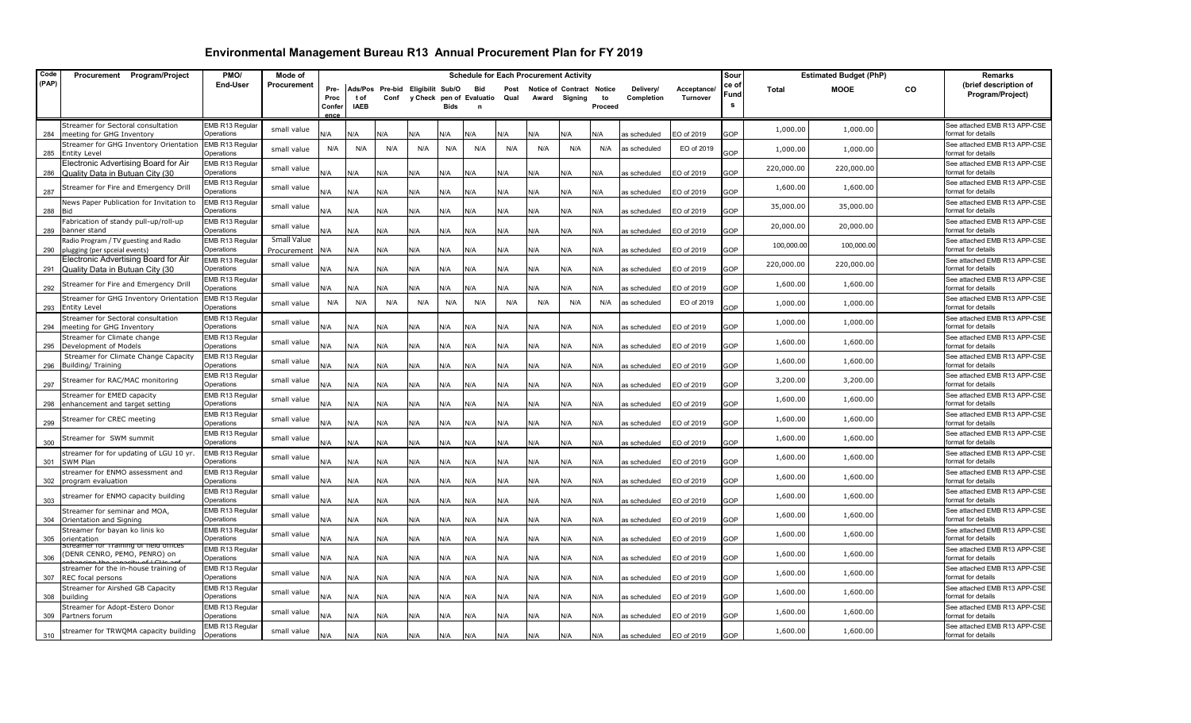# Environmental Management Bureau R13 Annual Procurement Plan for FY 2019

| Code (PAP) | Procurement Program/Project | PMO/ End-User | Mode of Procurement | Schedule for Each Procurement Activity | | | | | | | | | | | | Source of Funds | Estimated Budget (PhP) | | | Remarks (brief description of Program/Project) |
|---|---|---|---|---|---|---|---|---|---|---|---|---|---|---|---|---|---|---|---|---|
| | | | | Pre-Proc Conference | Ads/Post of IAEB | Pre-bid Conf | Eligibility Check | Sub/Open of Bids | Bid Evaluation | Post Qual | Notice of Award | Contract Signing | Notice to Proceed | Delivery/ Completion | Acceptance/ Turnover | | Total | MOOE | CO | |
| 284 | Streamer for Sectoral consultation meeting for GHG Inventory | EMB R13 Regular Operations | small value | N/A | N/A | N/A | N/A | N/A | N/A | N/A | N/A | N/A | N/A | as scheduled | EO of 2019 | GOP | 1,000.00 | 1,000.00 | | See attached EMB R13 APP-CSE format for details |
| 285 | Streamer for GHG Inventory Orientation Entity Level | EMB R13 Regular Operations | small value | N/A | N/A | N/A | N/A | N/A | N/A | N/A | N/A | N/A | N/A | as scheduled | EO of 2019 | GOP | 1,000.00 | 1,000.00 | | See attached EMB R13 APP-CSE format for details |
| 286 | Electronic Advertising Board for Air Quality Data in Butuan City (30 | EMB R13 Regular Operations | small value | N/A | N/A | N/A | N/A | N/A | N/A | N/A | N/A | N/A | N/A | as scheduled | EO of 2019 | GOP | 220,000.00 | 220,000.00 | | See attached EMB R13 APP-CSE format for details |
| 287 | Streamer for Fire and Emergency Drill | EMB R13 Regular Operations | small value | N/A | N/A | N/A | N/A | N/A | N/A | N/A | N/A | N/A | N/A | as scheduled | EO of 2019 | GOP | 1,600.00 | 1,600.00 | | See attached EMB R13 APP-CSE format for details |
| 288 | News Paper Publication for Invitation to Bid | EMB R13 Regular Operations | small value | N/A | N/A | N/A | N/A | N/A | N/A | N/A | N/A | N/A | N/A | as scheduled | EO of 2019 | GOP | 35,000.00 | 35,000.00 | | See attached EMB R13 APP-CSE format for details |
| 289 | Fabrication of standy pull-up/roll-up banner stand | EMB R13 Regular Operations | small value | N/A | N/A | N/A | N/A | N/A | N/A | N/A | N/A | N/A | N/A | as scheduled | EO of 2019 | GOP | 20,000.00 | 20,000.00 | | See attached EMB R13 APP-CSE format for details |
| 290 | Radio Program / TV guesting and Radio plugging (per spceial events) | EMB R13 Regular Operations | Small Value Procurement | N/A | N/A | N/A | N/A | N/A | N/A | N/A | N/A | N/A | N/A | as scheduled | EO of 2019 | GOP | 100,000.00 | 100,000.00 | | See attached EMB R13 APP-CSE format for details |
| 291 | Electronic Advertising Board for Air Quality Data in Butuan City (30 | EMB R13 Regular Operations | small value | N/A | N/A | N/A | N/A | N/A | N/A | N/A | N/A | N/A | N/A | as scheduled | EO of 2019 | GOP | 220,000.00 | 220,000.00 | | See attached EMB R13 APP-CSE format for details |
| 292 | Streamer for Fire and Emergency Drill | EMB R13 Regular Operations | small value | N/A | N/A | N/A | N/A | N/A | N/A | N/A | N/A | N/A | N/A | as scheduled | EO of 2019 | GOP | 1,600.00 | 1,600.00 | | See attached EMB R13 APP-CSE format for details |
| 293 | Streamer for GHG Inventory Orientation Entity Level | EMB R13 Regular Operations | small value | N/A | N/A | N/A | N/A | N/A | N/A | N/A | N/A | N/A | N/A | as scheduled | EO of 2019 | GOP | 1,000.00 | 1,000.00 | | See attached EMB R13 APP-CSE format for details |
| 294 | Streamer for Sectoral consultation meeting for GHG Inventory | EMB R13 Regular Operations | small value | N/A | N/A | N/A | N/A | N/A | N/A | N/A | N/A | N/A | N/A | as scheduled | EO of 2019 | GOP | 1,000.00 | 1,000.00 | | See attached EMB R13 APP-CSE format for details |
| 295 | Streamer for Climate change Development of Models | EMB R13 Regular Operations | small value | N/A | N/A | N/A | N/A | N/A | N/A | N/A | N/A | N/A | N/A | as scheduled | EO of 2019 | GOP | 1,600.00 | 1,600.00 | | See attached EMB R13 APP-CSE format for details |
| 296 | Streamer for Climate Change Capacity Building/ Training | EMB R13 Regular Operations | small value | N/A | N/A | N/A | N/A | N/A | N/A | N/A | N/A | N/A | N/A | as scheduled | EO of 2019 | GOP | 1,600.00 | 1,600.00 | | See attached EMB R13 APP-CSE format for details |
| 297 | Streamer for RAC/MAC monitoring | EMB R13 Regular Operations | small value | N/A | N/A | N/A | N/A | N/A | N/A | N/A | N/A | N/A | N/A | as scheduled | EO of 2019 | GOP | 3,200.00 | 3,200.00 | | See attached EMB R13 APP-CSE format for details |
| 298 | Streamer for EMED capacity enhancement and target setting | EMB R13 Regular Operations | small value | N/A | N/A | N/A | N/A | N/A | N/A | N/A | N/A | N/A | N/A | as scheduled | EO of 2019 | GOP | 1,600.00 | 1,600.00 | | See attached EMB R13 APP-CSE format for details |
| 299 | Streamer for CREC meeting | EMB R13 Regular Operations | small value | N/A | N/A | N/A | N/A | N/A | N/A | N/A | N/A | N/A | N/A | as scheduled | EO of 2019 | GOP | 1,600.00 | 1,600.00 | | See attached EMB R13 APP-CSE format for details |
| 300 | Streamer for SWM summit | EMB R13 Regular Operations | small value | N/A | N/A | N/A | N/A | N/A | N/A | N/A | N/A | N/A | N/A | as scheduled | EO of 2019 | GOP | 1,600.00 | 1,600.00 | | See attached EMB R13 APP-CSE format for details |
| 301 | streamer for for updating of LGU 10 yr. SWM Plan | EMB R13 Regular Operations | small value | N/A | N/A | N/A | N/A | N/A | N/A | N/A | N/A | N/A | N/A | as scheduled | EO of 2019 | GOP | 1,600.00 | 1,600.00 | | See attached EMB R13 APP-CSE format for details |
| 302 | streamer for ENMO assessment and program evaluation | EMB R13 Regular Operations | small value | N/A | N/A | N/A | N/A | N/A | N/A | N/A | N/A | N/A | N/A | as scheduled | EO of 2019 | GOP | 1,600.00 | 1,600.00 | | See attached EMB R13 APP-CSE format for details |
| 303 | streamer for ENMO capacity building | EMB R13 Regular Operations | small value | N/A | N/A | N/A | N/A | N/A | N/A | N/A | N/A | N/A | N/A | as scheduled | EO of 2019 | GOP | 1,600.00 | 1,600.00 | | See attached EMB R13 APP-CSE format for details |
| 304 | Streamer for seminar and MOA, Orientation and Signing | EMB R13 Regular Operations | small value | N/A | N/A | N/A | N/A | N/A | N/A | N/A | N/A | N/A | N/A | as scheduled | EO of 2019 | GOP | 1,600.00 | 1,600.00 | | See attached EMB R13 APP-CSE format for details |
| 305 | Streamer for bayan ko linis ko orientation | EMB R13 Regular Operations | small value | N/A | N/A | N/A | N/A | N/A | N/A | N/A | N/A | N/A | N/A | as scheduled | EO of 2019 | GOP | 1,600.00 | 1,600.00 | | See attached EMB R13 APP-CSE format for details |
| 306 | Streamer for Training of field offices (DENR CENRO, PEMO, PENRO) on enhancing the capacity of LGUs and | EMB R13 Regular Operations | small value | N/A | N/A | N/A | N/A | N/A | N/A | N/A | N/A | N/A | N/A | as scheduled | EO of 2019 | GOP | 1,600.00 | 1,600.00 | | See attached EMB R13 APP-CSE format for details |
| 307 | streamer for the in-house training of REC focal persons | EMB R13 Regular Operations | small value | N/A | N/A | N/A | N/A | N/A | N/A | N/A | N/A | N/A | N/A | as scheduled | EO of 2019 | GOP | 1,600.00 | 1,600.00 | | See attached EMB R13 APP-CSE format for details |
| 308 | Streamer for Airshed GB Capacity building | EMB R13 Regular Operations | small value | N/A | N/A | N/A | N/A | N/A | N/A | N/A | N/A | N/A | N/A | as scheduled | EO of 2019 | GOP | 1,600.00 | 1,600.00 | | See attached EMB R13 APP-CSE format for details |
| 309 | Streamer for Adopt-Estero Donor Partners forum | EMB R13 Regular Operations | small value | N/A | N/A | N/A | N/A | N/A | N/A | N/A | N/A | N/A | N/A | as scheduled | EO of 2019 | GOP | 1,600.00 | 1,600.00 | | See attached EMB R13 APP-CSE format for details |
| 310 | streamer for TRWQMA capacity building | EMB R13 Regular Operations | small value | N/A | N/A | N/A | N/A | N/A | N/A | N/A | N/A | N/A | N/A | as scheduled | EO of 2019 | GOP | 1,600.00 | 1,600.00 | | See attached EMB R13 APP-CSE format for details |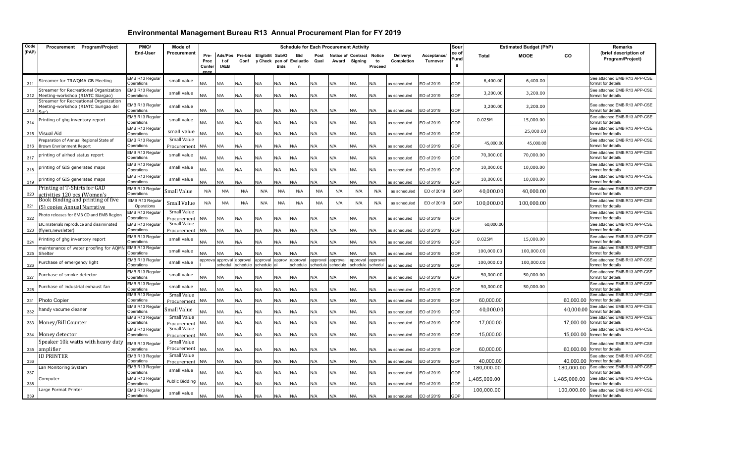# Environmental Management Bureau R13 Annual Procurement Plan for FY 2019

| Code (PAP) | Procurement Program/Project | PMO/ End-User | Mode of Procurement | Schedule for Each Procurement Activity | | | | | | | | | | | | Source of Funds | Estimated Budget (PhP) | | | Remarks (brief description of Program/Project) |
|---|---|---|---|---|---|---|---|---|---|---|---|---|---|---|---|---|---|---|---|---|
| | | | | Pre-Proc Conference | Ads/Post of IAEB | Pre-bid Conf | Eligibility Check | Sub/Open of Bids | Bid Evaluation | Post Qual | Notice of Award | Contract Signing | Notice to Proceed | Delivery/ Completion | Acceptance/ Turnover | | Total | MOOE | CO | |
| 311 | Streamer for TRWQMA GB Meeting | EMB R13 Regular Operations | small value | N/A | N/A | N/A | N/A | N/A | N/A | N/A | N/A | N/A | N/A | as scheduled | EO of 2019 | GOP | 6,400.00 | 6,400.00 | | See attached EMB R13 APP-CSE format for details |
| 312 | Streamer for Recreational Organization Meeting-workshop (RIATC Siargao) | EMB R13 Regular Operations | small value | N/A | N/A | N/A | N/A | N/A | N/A | N/A | N/A | N/A | N/A | as scheduled | EO of 2019 | GOP | 3,200.00 | 3,200.00 | | See attached EMB R13 APP-CSE format for details |
| 313 | Streamer for Recreational Organization Meeting-workshop (RIATC Surigao del Sur) | EMB R13 Regular Operations | small value | N/A | N/A | N/A | N/A | N/A | N/A | N/A | N/A | N/A | N/A | as scheduled | EO of 2019 | GOP | 3,200.00 | 3,200.00 | | See attached EMB R13 APP-CSE format for details |
| 314 | Printing of ghg inventory report | EMB R13 Regular Operations | small value | N/A | N/A | N/A | N/A | N/A | N/A | N/A | N/A | N/A | N/A | as scheduled | EO of 2019 | GOP | 0.025M | 15,000.00 | | See attached EMB R13 APP-CSE format for details |
| 315 | Visual Aid | EMB R13 Regular Operations | small value | N/A | N/A | N/A | N/A | N/A | N/A | N/A | N/A | N/A | N/A | as scheduled | EO of 2019 | GOP | | 25,000.00 | | See attached EMB R13 APP-CSE format for details |
| 316 | Preparation of Annual Regional State of Brown Envrionment Report | EMB R13 Regular Operations | Small Value Procurement | N/A | N/A | N/A | N/A | N/A | N/A | N/A | N/A | N/A | N/A | as scheduled | EO of 2019 | GOP | 45,000.00 | 45,000.00 | | See attached EMB R13 APP-CSE format for details |
| 317 | printing of airhed status report | EMB R13 Regular Operations | small value | N/A | N/A | N/A | N/A | N/A | N/A | N/A | N/A | N/A | N/A | as scheduled | EO of 2019 | GOP | 70,000.00 | 70,000.00 | | See attached EMB R13 APP-CSE format for details |
| 318 | printing of GIS generated maps | EMB R13 Regular Operations | small value | N/A | N/A | N/A | N/A | N/A | N/A | N/A | N/A | N/A | N/A | as scheduled | EO of 2019 | GOP | 10,000.00 | 10,000.00 | | See attached EMB R13 APP-CSE format for details |
| 319 | printing of GIS generated maps | EMB R13 Regular Operations | small value | N/A | N/A | N/A | N/A | N/A | N/A | N/A | N/A | N/A | N/A | as scheduled | EO of 2019 | GOP | 10,000.00 | 10,000.00 | | See attached EMB R13 APP-CSE format for details |
| 320 | Printing of T-Shirts for GAD activities 120 pcs (Women's | EMB R13 Regular Operations | Small Value | N/A | N/A | N/A | N/A | N/A | N/A | N/A | N/A | N/A | N/A | as scheduled | EO of 2019 | GOP | 40,000.00 | 40,000.00 | | See attached EMB R13 APP-CSE format for details |
| 321 | Book Binding and printing of five (5) copies Annual Narrative | EMB R13 Regular Operations | Small Value | N/A | N/A | N/A | N/A | N/A | N/A | N/A | N/A | N/A | N/A | as scheduled | EO of 2019 | GOP | 100,000.00 | 100,000.00 | | See attached EMB R13 APP-CSE format for details |
| 322 | Photo releases for EMB CO and EMB Region | EMB R13 Regular Operations | Small Value Procurement | N/A | N/A | N/A | N/A | N/A | N/A | N/A | N/A | N/A | N/A | as scheduled | EO of 2019 | GOP | | | | See attached EMB R13 APP-CSE format for details |
| 323 | EIC materials reproduce and dissiminated (flyiers,newsletter) | EMB R13 Regular Operations | Small Value Procurement | N/A | N/A | N/A | N/A | N/A | N/A | N/A | N/A | N/A | N/A | as scheduled | EO of 2019 | GOP | 60,000.00 | | | See attached EMB R13 APP-CSE format for details |
| 324 | Printing of ghg inventory report | EMB R13 Regular Operations | small value | N/A | N/A | N/A | N/A | N/A | N/A | N/A | N/A | N/A | N/A | as scheduled | EO of 2019 | GOP | 0.025M | 15,000.00 | | See attached EMB R13 APP-CSE format for details |
| 325 | maintenance of water proofing for AQMN Shelter | EMB R13 Regular Operations | small value | N/A | N/A | N/A | N/A | N/A | N/A | N/A | N/A | N/A | N/A | as scheduled | EO of 2019 | GOP | 100,000.00 | 100,000.00 | | See attached EMB R13 APP-CSE format for details |
| 326 | Purchase of emergency light | EMB R13 Regular Operations | small value | approval | approval schedul | approval schedule | approval schedule | approval | approval schedule | approval schedule | approval schedule | approval schedule | approval schedul | as scheduled | EO of 2019 | GOP | 100,000.00 | 100,000.00 | | See attached EMB R13 APP-CSE format for details |
| 327 | Purchase of smoke detector | EMB R13 Regular Operations | small value | N/A | N/A | N/A | N/A | N/A | N/A | N/A | N/A | N/A | N/A | as scheduled | EO of 2019 | GOP | 50,000.00 | 50,000.00 | | See attached EMB R13 APP-CSE format for details |
| 328 | Purchase of industrial exhaust fan | EMB R13 Regular Operations | small value | N/A | N/A | N/A | N/A | N/A | N/A | N/A | N/A | N/A | N/A | as scheduled | EO of 2019 | GOP | 50,000.00 | 50,000.00 | | See attached EMB R13 APP-CSE format for details |
| 331 | Photo Copier | EMB R13 Regular Operations | Small Value Procurement | N/A | N/A | N/A | N/A | N/A | N/A | N/A | N/A | N/A | N/A | as scheduled | EO of 2019 | GOP | 60,000.00 | | 60,000.00 | See attached EMB R13 APP-CSE format for details |
| 332 | handy vacume cleaner | EMB R13 Regular Operations | Small Value | N/A | N/A | N/A | N/A | N/A | N/A | N/A | N/A | N/A | N/A | as scheduled | EO of 2019 | GOP | 40,000.00 | | 40,000.00 | See attached EMB R13 APP-CSE format for details |
| 333 | Money/Bill Counter | EMB R13 Regular Operations | Small Value Procurement | N/A | N/A | N/A | N/A | N/A | N/A | N/A | N/A | N/A | N/A | as scheduled | EO of 2019 | GOP | 17,000.00 | | 17,000.00 | See attached EMB R13 APP-CSE format for details |
| 334 | Money detector | EMB R13 Regular Operations | Small Value Procurement | N/A | N/A | N/A | N/A | N/A | N/A | N/A | N/A | N/A | N/A | as scheduled | EO of 2019 | GOP | 15,000.00 | | 15,000.00 | See attached EMB R13 APP-CSE format for details |
| 335 | Speaker 10k watts with heavy duty amplifier | EMB R13 Regular Operations | Small Value Procurement | N/A | N/A | N/A | N/A | N/A | N/A | N/A | N/A | N/A | N/A | as scheduled | EO of 2019 | GOP | 60,000.00 | | 60,000.00 | See attached EMB R13 APP-CSE format for details |
| 336 | ID PRINTER | EMB R13 Regular Operations | Small Value Procurement | N/A | N/A | N/A | N/A | N/A | N/A | N/A | N/A | N/A | N/A | as scheduled | EO of 2019 | GOP | 40,000.00 | | 40,000.00 | See attached EMB R13 APP-CSE format for details |
| 337 | Lan Monitoring System | EMB R13 Regular Operations | small value | N/A | N/A | N/A | N/A | N/A | N/A | N/A | N/A | N/A | N/A | as scheduled | EO of 2019 | GOP | 180,000.00 | | 180,000.00 | See attached EMB R13 APP-CSE format for details |
| 338 | Computer | EMB R13 Regular Operations | Public Bidding | N/A | N/A | N/A | N/A | N/A | N/A | N/A | N/A | N/A | N/A | as scheduled | EO of 2019 | GOP | 1,485,000.00 | | 1,485,000.00 | See attached EMB R13 APP-CSE format for details |
| 339 | Large Format Printer | EMB R13 Regular Operations | small value | N/A | N/A | N/A | N/A | N/A | N/A | N/A | N/A | N/A | N/A | as scheduled | EO of 2019 | GOP | 100,000.00 | | 100,000.00 | See attached EMB R13 APP-CSE format for details |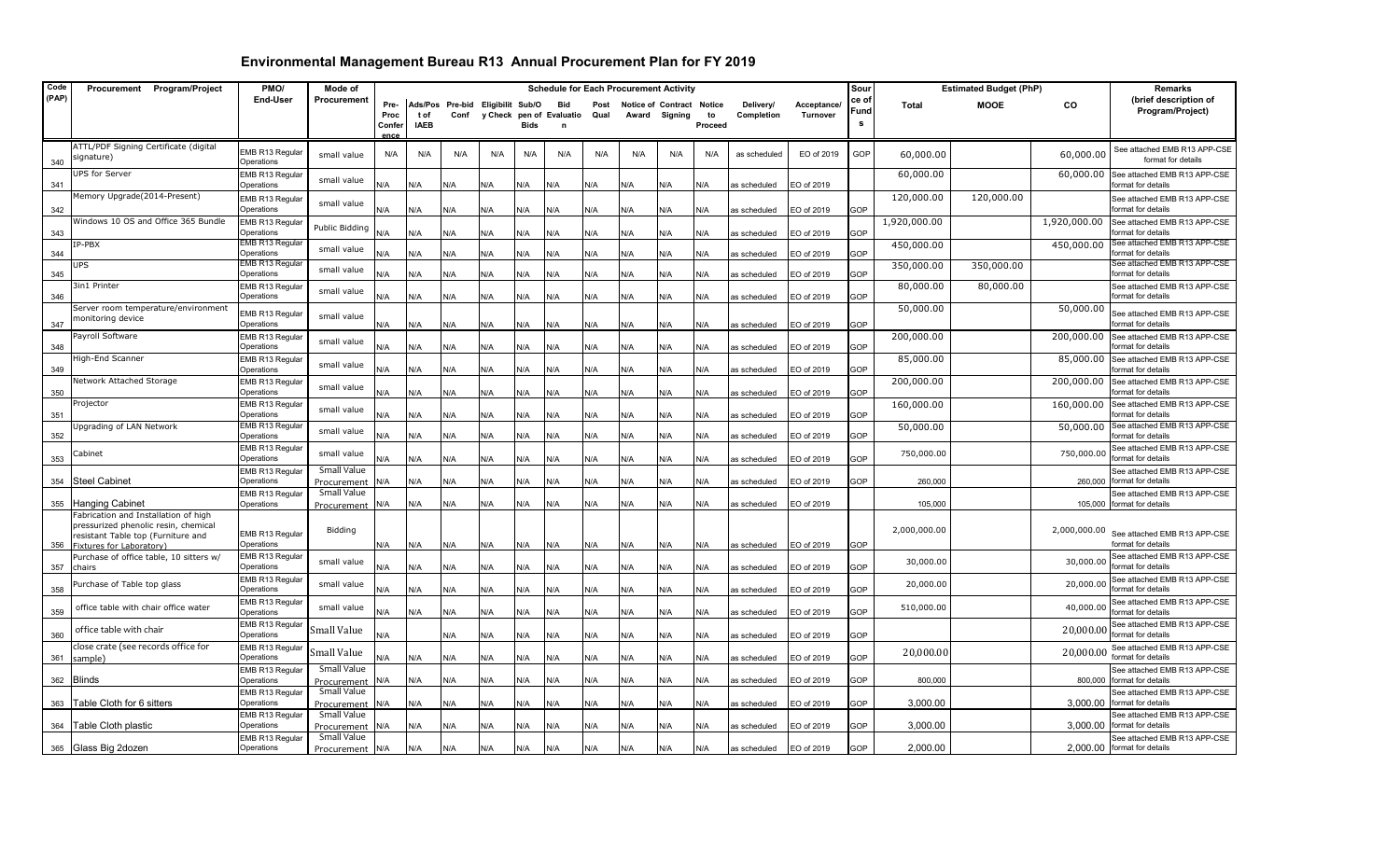# Environmental Management Bureau R13 Annual Procurement Plan for FY 2019

| Code (PAP) | Procurement Program/Project | PMO/ End-User | Mode of Procurement | Schedule for Each Procurement Activity | | | | | | | | | | | | Source of Funds | Estimated Budget (PhP) | | | Remarks (brief description of Program/Project) |
|---|---|---|---|---|---|---|---|---|---|---|---|---|---|---|---|---|---|---|---|---|
| | | | | Pre-Proc Conference | Ads/Post of IAEB | Pre-bid Conf | Eligibility Check | Sub/Open of Bids | Bid Evaluation | Post Qual | Notice of Award | Contract Signing | Notice to Proceed | Delivery/ Completion | Acceptance/ Turnover | | Total | MOOE | CO | |
| 340 | ATTL/PDF Signing Certificate (digital signature) | EMB R13 Regular Operations | small value | N/A | N/A | N/A | N/A | N/A | N/A | N/A | N/A | N/A | N/A | as scheduled | EO of 2019 | GOP | 60,000.00 | | 60,000.00 | See attached EMB R13 APP-CSE format for details |
| 341 | UPS for Server | EMB R13 Regular Operations | small value | N/A | N/A | N/A | N/A | N/A | N/A | N/A | N/A | N/A | N/A | as scheduled | EO of 2019 | | 60,000.00 | | 60,000.00 | See attached EMB R13 APP-CSE format for details |
| 342 | Memory Upgrade(2014-Present) | EMB R13 Regular Operations | small value | N/A | N/A | N/A | N/A | N/A | N/A | N/A | N/A | N/A | N/A | as scheduled | EO of 2019 | GOP | 120,000.00 | 120,000.00 | | See attached EMB R13 APP-CSE format for details |
| 343 | Windows 10 OS and Office 365 Bundle | EMB R13 Regular Operations | Public Bidding | N/A | N/A | N/A | N/A | N/A | N/A | N/A | N/A | N/A | N/A | as scheduled | EO of 2019 | GOP | 1,920,000.00 | | 1,920,000.00 | See attached EMB R13 APP-CSE format for details |
| 344 | IP-PBX | EMB R13 Regular Operations | small value | N/A | N/A | N/A | N/A | N/A | N/A | N/A | N/A | N/A | N/A | as scheduled | EO of 2019 | GOP | 450,000.00 | | 450,000.00 | See attached EMB R13 APP-CSE format for details |
| 345 | UPS | EMB R13 Regular Operations | small value | N/A | N/A | N/A | N/A | N/A | N/A | N/A | N/A | N/A | N/A | as scheduled | EO of 2019 | GOP | 350,000.00 | 350,000.00 | | See attached EMB R13 APP-CSE format for details |
| 346 | 3in1 Printer | EMB R13 Regular Operations | small value | N/A | N/A | N/A | N/A | N/A | N/A | N/A | N/A | N/A | N/A | as scheduled | EO of 2019 | GOP | 80,000.00 | 80,000.00 | | See attached EMB R13 APP-CSE format for details |
| 347 | Server room temperature/environment monitoring device | EMB R13 Regular Operations | small value | N/A | N/A | N/A | N/A | N/A | N/A | N/A | N/A | N/A | N/A | as scheduled | EO of 2019 | GOP | 50,000.00 | | 50,000.00 | See attached EMB R13 APP-CSE format for details |
| 348 | Payroll Software | EMB R13 Regular Operations | small value | N/A | N/A | N/A | N/A | N/A | N/A | N/A | N/A | N/A | N/A | as scheduled | EO of 2019 | GOP | 200,000.00 | | 200,000.00 | See attached EMB R13 APP-CSE format for details |
| 349 | High-End Scanner | EMB R13 Regular Operations | small value | N/A | N/A | N/A | N/A | N/A | N/A | N/A | N/A | N/A | N/A | as scheduled | EO of 2019 | GOP | 85,000.00 | | 85,000.00 | See attached EMB R13 APP-CSE format for details |
| 350 | Network Attached Storage | EMB R13 Regular Operations | small value | N/A | N/A | N/A | N/A | N/A | N/A | N/A | N/A | N/A | N/A | as scheduled | EO of 2019 | GOP | 200,000.00 | | 200,000.00 | See attached EMB R13 APP-CSE format for details |
| 351 | Projector | EMB R13 Regular Operations | small value | N/A | N/A | N/A | N/A | N/A | N/A | N/A | N/A | N/A | N/A | as scheduled | EO of 2019 | GOP | 160,000.00 | | 160,000.00 | See attached EMB R13 APP-CSE format for details |
| 352 | Upgrading of LAN Network | EMB R13 Regular Operations | small value | N/A | N/A | N/A | N/A | N/A | N/A | N/A | N/A | N/A | N/A | as scheduled | EO of 2019 | GOP | 50,000.00 | | 50,000.00 | See attached EMB R13 APP-CSE format for details |
| 353 | Cabinet | EMB R13 Regular Operations | small value | N/A | N/A | N/A | N/A | N/A | N/A | N/A | N/A | N/A | N/A | as scheduled | EO of 2019 | GOP | 750,000.00 | | 750,000.00 | See attached EMB R13 APP-CSE format for details |
| 354 | Steel Cabinet | EMB R13 Regular Operations | Small Value Procurement | N/A | N/A | N/A | N/A | N/A | N/A | N/A | N/A | N/A | N/A | as scheduled | EO of 2019 | GOP | 260,000 | | 260,000 | See attached EMB R13 APP-CSE format for details |
| 355 | Hanging Cabinet | EMB R13 Regular Operations | Small Value Procurement | N/A | N/A | N/A | N/A | N/A | N/A | N/A | N/A | N/A | N/A | as scheduled | EO of 2019 | | 105,000 | | 105,000 | See attached EMB R13 APP-CSE format for details |
| 356 | Fabrication and Installation of high pressurized phenolic resin, chemical resistant Table top (Furniture and Fixtures for Laboratory) | EMB R13 Regular Operations | Bidding | N/A | N/A | N/A | N/A | N/A | N/A | N/A | N/A | N/A | N/A | as scheduled | EO of 2019 | GOP | 2,000,000.00 | | 2,000,000.00 | See attached EMB R13 APP-CSE format for details |
| 357 | Purchase of office table, 10 sitters w/ chairs | EMB R13 Regular Operations | small value | N/A | N/A | N/A | N/A | N/A | N/A | N/A | N/A | N/A | N/A | as scheduled | EO of 2019 | GOP | 30,000.00 | | 30,000.00 | See attached EMB R13 APP-CSE format for details |
| 358 | Purchase of Table top glass | EMB R13 Regular Operations | small value | N/A | N/A | N/A | N/A | N/A | N/A | N/A | N/A | N/A | N/A | as scheduled | EO of 2019 | GOP | 20,000.00 | | 20,000.00 | See attached EMB R13 APP-CSE format for details |
| 359 | office table with chair office water | EMB R13 Regular Operations | small value | N/A | N/A | N/A | N/A | N/A | N/A | N/A | N/A | N/A | N/A | as scheduled | EO of 2019 | GOP | 510,000.00 | | 40,000.00 | See attached EMB R13 APP-CSE format for details |
| 360 | office table with chair | EMB R13 Regular Operations | Small Value | N/A | | N/A | N/A | N/A | N/A | N/A | N/A | N/A | N/A | as scheduled | EO of 2019 | GOP | | | 20,000.00 | See attached EMB R13 APP-CSE format for details |
| 361 | close crate (see records office for sample) | EMB R13 Regular Operations | Small Value | N/A | N/A | N/A | N/A | N/A | N/A | N/A | N/A | N/A | N/A | as scheduled | EO of 2019 | GOP | 20,000.00 | | 20,000.00 | See attached EMB R13 APP-CSE format for details |
| 362 | Blinds | EMB R13 Regular Operations | Small Value Procurement | N/A | N/A | N/A | N/A | N/A | N/A | N/A | N/A | N/A | N/A | as scheduled | EO of 2019 | GOP | 800,000 | | 800,000 | See attached EMB R13 APP-CSE format for details |
| 363 | Table Cloth for 6 sitters | EMB R13 Regular Operations | Small Value Procurement | N/A | N/A | N/A | N/A | N/A | N/A | N/A | N/A | N/A | N/A | as scheduled | EO of 2019 | GOP | 3,000.00 | | 3,000.00 | See attached EMB R13 APP-CSE format for details |
| 364 | Table Cloth plastic | EMB R13 Regular Operations | Small Value Procurement | N/A | N/A | N/A | N/A | N/A | N/A | N/A | N/A | N/A | N/A | as scheduled | EO of 2019 | GOP | 3,000.00 | | 3,000.00 | See attached EMB R13 APP-CSE format for details |
| 365 | Glass Big 2dozen | EMB R13 Regular Operations | Small Value Procurement | N/A | N/A | N/A | N/A | N/A | N/A | N/A | N/A | N/A | N/A | as scheduled | EO of 2019 | GOP | 2,000.00 | | 2,000.00 | See attached EMB R13 APP-CSE format for details |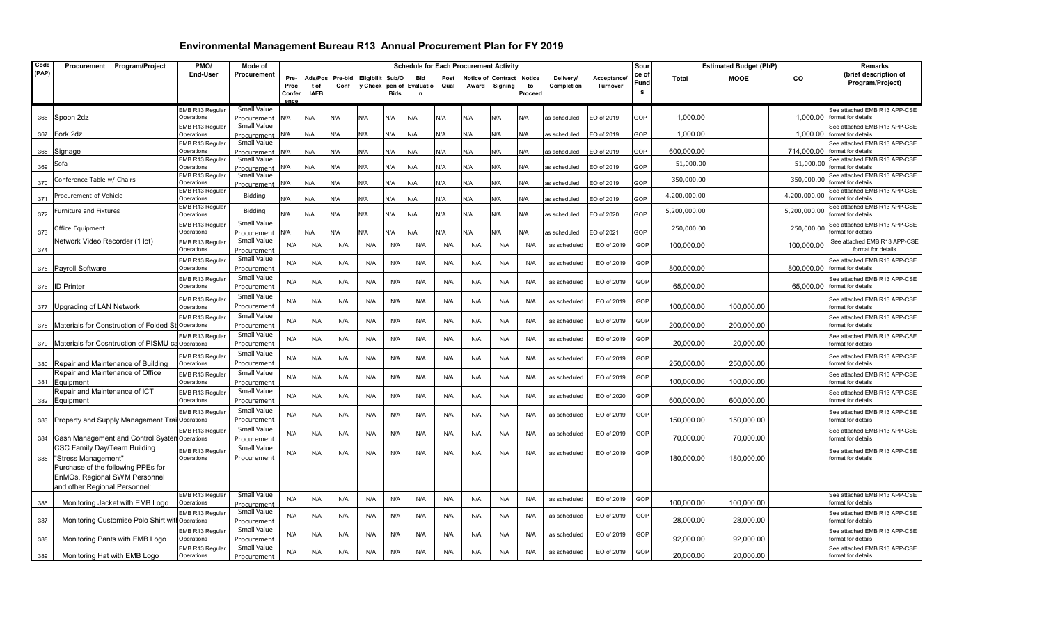# Environmental Management Bureau R13 Annual Procurement Plan for FY 2019

| Code (PAP) | Procurement Program/Project | PMO/ End-User | Mode of Procurement | Schedule for Each Procurement Activity | | | | | | | | | | | | Source of Funds | Estimated Budget (PhP) | | | Remarks (brief description of Program/Project) |
|---|---|---|---|---|---|---|---|---|---|---|---|---|---|---|---|---|---|---|---|---|
| | | | | Pre-Proc Conference | Ads/Post of IAEB | Pre-bid Conf | Eligibility Check | Sub/Open of Bids | Bid Evaluation | Post Qual | Notice of Award | Contract Signing | Notice to Proceed | Delivery/ Completion | Acceptance/ Turnover | | Total | MOOE | CO | |
| 366 | Spoon 2dz | EMB R13 Regular Operations | Small Value Procurement | N/A | N/A | N/A | N/A | N/A | N/A | N/A | N/A | N/A | N/A | as scheduled | EO of 2019 | GOP | 1,000.00 | | 1,000.00 | See attached EMB R13 APP-CSE format for details |
| 367 | Fork 2dz | EMB R13 Regular Operations | Small Value Procurement | N/A | N/A | N/A | N/A | N/A | N/A | N/A | N/A | N/A | N/A | as scheduled | EO of 2019 | GOP | 1,000.00 | | 1,000.00 | See attached EMB R13 APP-CSE format for details |
| 368 | Signage | EMB R13 Regular Operations | Small Value Procurement | N/A | N/A | N/A | N/A | N/A | N/A | N/A | N/A | N/A | N/A | as scheduled | EO of 2019 | GOP | 600,000.00 | | 714,000.00 | See attached EMB R13 APP-CSE format for details |
| 369 | Sofa | EMB R13 Regular Operations | Small Value Procurement | N/A | N/A | N/A | N/A | N/A | N/A | N/A | N/A | N/A | N/A | as scheduled | EO of 2019 | GOP | 51,000.00 | | 51,000.00 | See attached EMB R13 APP-CSE format for details |
| 370 | Conference Table w/ Chairs | EMB R13 Regular Operations | Small Value Procurement | N/A | N/A | N/A | N/A | N/A | N/A | N/A | N/A | N/A | N/A | as scheduled | EO of 2019 | GOP | 350,000.00 | | 350,000.00 | See attached EMB R13 APP-CSE format for details |
| 371 | Procurement of Vehicle | EMB R13 Regular Operations | Bidding | N/A | N/A | N/A | N/A | N/A | N/A | N/A | N/A | N/A | N/A | as scheduled | EO of 2019 | GOP | 4,200,000.00 | | 4,200,000.00 | See attached EMB R13 APP-CSE format for details |
| 372 | Furniture and Fixtures | EMB R13 Regular Operations | Bidding | N/A | N/A | N/A | N/A | N/A | N/A | N/A | N/A | N/A | N/A | as scheduled | EO of 2020 | GOP | 5,200,000.00 | | 5,200,000.00 | See attached EMB R13 APP-CSE format for details |
| 373 | Office Equipment | EMB R13 Regular Operations | Small Value Procurement | N/A | N/A | N/A | N/A | N/A | N/A | N/A | N/A | N/A | N/A | as scheduled | EO of 2021 | GOP | 250,000.00 | | 250,000.00 | See attached EMB R13 APP-CSE format for details |
| 374 | Network Video Recorder (1 lot) | EMB R13 Regular Operations | Small Value Procurement | N/A | N/A | N/A | N/A | N/A | N/A | N/A | N/A | N/A | N/A | as scheduled | EO of 2019 | GOP | 100,000.00 | | 100,000.00 | See attached EMB R13 APP-CSE format for details |
| 375 | Payroll Software | EMB R13 Regular Operations | Small Value Procurement | N/A | N/A | N/A | N/A | N/A | N/A | N/A | N/A | N/A | N/A | as scheduled | EO of 2019 | GOP | 800,000.00 | | 800,000.00 | See attached EMB R13 APP-CSE format for details |
| 376 | ID Printer | EMB R13 Regular Operations | Small Value Procurement | N/A | N/A | N/A | N/A | N/A | N/A | N/A | N/A | N/A | N/A | as scheduled | EO of 2019 | GOP | 65,000.00 | | 65,000.00 | See attached EMB R13 APP-CSE format for details |
| 377 | Upgrading of LAN Network | EMB R13 Regular Operations | Small Value Procurement | N/A | N/A | N/A | N/A | N/A | N/A | N/A | N/A | N/A | N/A | as scheduled | EO of 2019 | GOP | 100,000.00 | 100,000.00 | | See attached EMB R13 APP-CSE format for details |
| 378 | Materials for Construction of Folded St | EMB R13 Regular Operations | Small Value Procurement | N/A | N/A | N/A | N/A | N/A | N/A | N/A | N/A | N/A | N/A | as scheduled | EO of 2019 | GOP | 200,000.00 | 200,000.00 | | See attached EMB R13 APP-CSE format for details |
| 379 | Materials for Cosntruction of PISMU ca | EMB R13 Regular Operations | Small Value Procurement | N/A | N/A | N/A | N/A | N/A | N/A | N/A | N/A | N/A | N/A | as scheduled | EO of 2019 | GOP | 20,000.00 | 20,000.00 | | See attached EMB R13 APP-CSE format for details |
| 380 | Repair and Maintenance of Building | EMB R13 Regular Operations | Small Value Procurement | N/A | N/A | N/A | N/A | N/A | N/A | N/A | N/A | N/A | N/A | as scheduled | EO of 2019 | GOP | 250,000.00 | 250,000.00 | | See attached EMB R13 APP-CSE format for details |
| 381 | Repair and Maintenance of Office Equipment | EMB R13 Regular Operations | Small Value Procurement | N/A | N/A | N/A | N/A | N/A | N/A | N/A | N/A | N/A | N/A | as scheduled | EO of 2019 | GOP | 100,000.00 | 100,000.00 | | See attached EMB R13 APP-CSE format for details |
| 382 | Repair and Maintenance of ICT Equipment | EMB R13 Regular Operations | Small Value Procurement | N/A | N/A | N/A | N/A | N/A | N/A | N/A | N/A | N/A | N/A | as scheduled | EO of 2020 | GOP | 600,000.00 | 600,000.00 | | See attached EMB R13 APP-CSE format for details |
| 383 | Property and Supply Management Trai | EMB R13 Regular Operations | Small Value Procurement | N/A | N/A | N/A | N/A | N/A | N/A | N/A | N/A | N/A | N/A | as scheduled | EO of 2019 | GOP | 150,000.00 | 150,000.00 | | See attached EMB R13 APP-CSE format for details |
| 384 | Cash Management and Control System | EMB R13 Regular Operations | Small Value Procurement | N/A | N/A | N/A | N/A | N/A | N/A | N/A | N/A | N/A | N/A | as scheduled | EO of 2019 | GOP | 70,000.00 | 70,000.00 | | See attached EMB R13 APP-CSE format for details |
| 385 | CSC Family Day/Team Building "Stress Management" | EMB R13 Regular Operations | Small Value Procurement | N/A | N/A | N/A | N/A | N/A | N/A | N/A | N/A | N/A | N/A | as scheduled | EO of 2019 | GOP | 180,000.00 | 180,000.00 | | See attached EMB R13 APP-CSE format for details |
| | Purchase of the following PPEs for EnMOs, Regional SWM Personnel and other Regional Personnel: | | | | | | | | | | | | | | | | | | | |
| 386 | Monitoring Jacket with EMB Logo | EMB R13 Regular Operations | Small Value Procurement | N/A | N/A | N/A | N/A | N/A | N/A | N/A | N/A | N/A | N/A | as scheduled | EO of 2019 | GOP | 100,000.00 | 100,000.00 | | See attached EMB R13 APP-CSE format for details |
| 387 | Monitoring Customise Polo Shirt with | EMB R13 Regular Operations | Small Value Procurement | N/A | N/A | N/A | N/A | N/A | N/A | N/A | N/A | N/A | N/A | as scheduled | EO of 2019 | GOP | 28,000.00 | 28,000.00 | | See attached EMB R13 APP-CSE format for details |
| 388 | Monitoring Pants with EMB Logo | EMB R13 Regular Operations | Small Value Procurement | N/A | N/A | N/A | N/A | N/A | N/A | N/A | N/A | N/A | N/A | as scheduled | EO of 2019 | GOP | 92,000.00 | 92,000.00 | | See attached EMB R13 APP-CSE format for details |
| 389 | Monitoring Hat with EMB Logo | EMB R13 Regular Operations | Small Value Procurement | N/A | N/A | N/A | N/A | N/A | N/A | N/A | N/A | N/A | N/A | as scheduled | EO of 2019 | GOP | 20,000.00 | 20,000.00 | | See attached EMB R13 APP-CSE format for details |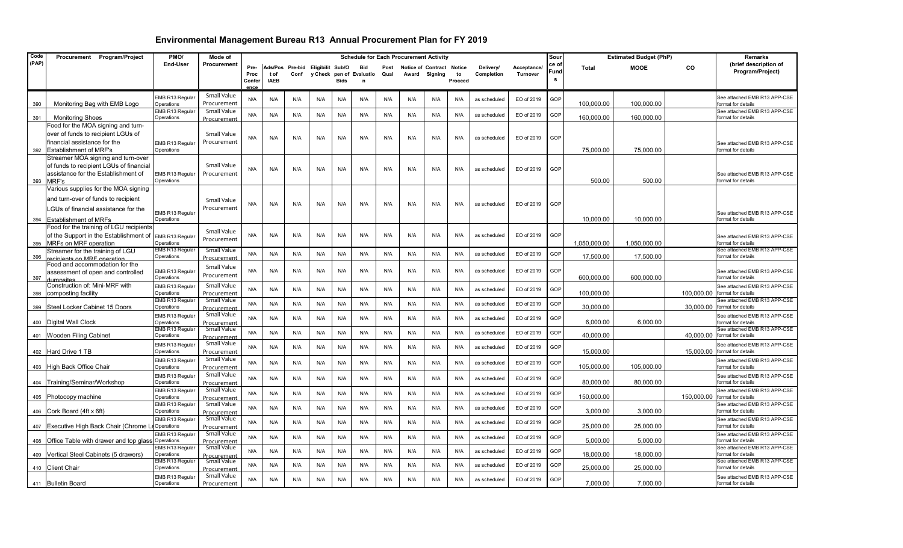# Environmental Management Bureau R13 Annual Procurement Plan for FY 2019

| Code (PAP) | Procurement Program/Project | PMO/ End-User | Mode of Procurement | Schedule for Each Procurement Activity | | | | | | | | | | | | | Source of Funds | Estimated Budget (PhP) | | | Remarks (brief description of Program/Project) |
|---|---|---|---|---|---|---|---|---|---|---|---|---|---|---|---|---|---|---|---|---|---|
| | | | | Pre-Proc Conference | Ads/Post of IAEB | Pre-bid Conf | Eligibility Check | Sub/Open of Bids | Bid Evaluation | Post Qual | Notice of Award | Contract Signing | Notice to Proceed | Delivery/ Completion | Acceptance/ Turnover | | | Total | MOOE | CO | |
| 390 | Monitoring Bag with EMB Logo | EMB R13 Regular Operations | Small Value Procurement | N/A | N/A | N/A | N/A | N/A | N/A | N/A | N/A | N/A | N/A | as scheduled | EO of 2019 | | GOP | 100,000.00 | 100,000.00 | | See attached EMB R13 APP-CSE format for details |
| 391 | Monitoring Shoes | EMB R13 Regular Operations | Small Value Procurement | N/A | N/A | N/A | N/A | N/A | N/A | N/A | N/A | N/A | N/A | as scheduled | EO of 2019 | | GOP | 160,000.00 | 160,000.00 | | See attached EMB R13 APP-CSE format for details |
| 392 | Food for the MOA signing and turn-over of funds to recipient LGUs of financial assistance for the Establishment of MRF's | EMB R13 Regular Operations | Small Value Procurement | N/A | N/A | N/A | N/A | N/A | N/A | N/A | N/A | N/A | N/A | as scheduled | EO of 2019 | | GOP | 75,000.00 | 75,000.00 | | See attached EMB R13 APP-CSE format for details |
| 393 | Streamer MOA signing and turn-over of funds to recipient LGUs of financial assistance for the Establishment of MRF's | EMB R13 Regular Operations | Small Value Procurement | N/A | N/A | N/A | N/A | N/A | N/A | N/A | N/A | N/A | N/A | as scheduled | EO of 2019 | | GOP | 500.00 | 500.00 | | See attached EMB R13 APP-CSE format for details |
| 394 | Various supplies for the MOA signing and turn-over of funds to recipient LGUs of financial assistance for the Establishment of MRFs | EMB R13 Regular Operations | Small Value Procurement | N/A | N/A | N/A | N/A | N/A | N/A | N/A | N/A | N/A | N/A | as scheduled | EO of 2019 | | GOP | 10,000.00 | 10,000.00 | | See attached EMB R13 APP-CSE format for details |
| 395 | Food for the training of LGU recipients of the Support in the Establishment of MRFs on MRF operation | EMB R13 Regular Operations | Small Value Procurement | N/A | N/A | N/A | N/A | N/A | N/A | N/A | N/A | N/A | N/A | as scheduled | EO of 2019 | | GOP | 1,050,000.00 | 1,050,000.00 | | See attached EMB R13 APP-CSE format for details |
| 396 | Streamer for the training of LGU recipients on MRF operation | EMB R13 Regular Operations | Small Value Procurement | N/A | N/A | N/A | N/A | N/A | N/A | N/A | N/A | N/A | N/A | as scheduled | EO of 2019 | | GOP | 17,500.00 | 17,500.00 | | See attached EMB R13 APP-CSE format for details |
| 397 | Food and accommodation for the assessment of open and controlled dumpsites | EMB R13 Regular Operations | Small Value Procurement | N/A | N/A | N/A | N/A | N/A | N/A | N/A | N/A | N/A | N/A | as scheduled | EO of 2019 | | GOP | 600,000.00 | 600,000.00 | | See attached EMB R13 APP-CSE format for details |
| 398 | Construction of: Mini-MRF with composting facility | EMB R13 Regular Operations | Small Value Procurement | N/A | N/A | N/A | N/A | N/A | N/A | N/A | N/A | N/A | N/A | as scheduled | EO of 2019 | | GOP | 100,000.00 | | 100,000.00 | See attached EMB R13 APP-CSE format for details |
| 399 | Steel Locker Cabinet 15 Doors | EMB R13 Regular Operations | Small Value Procurement | N/A | N/A | N/A | N/A | N/A | N/A | N/A | N/A | N/A | N/A | as scheduled | EO of 2019 | | GOP | 30,000.00 | | 30,000.00 | See attached EMB R13 APP-CSE format for details |
| 400 | Digital Wall Clock | EMB R13 Regular Operations | Small Value Procurement | N/A | N/A | N/A | N/A | N/A | N/A | N/A | N/A | N/A | N/A | as scheduled | EO of 2019 | | GOP | 6,000.00 | 6,000.00 | | See attached EMB R13 APP-CSE format for details |
| 401 | Wooden Filing Cabinet | EMB R13 Regular Operations | Small Value Procurement | N/A | N/A | N/A | N/A | N/A | N/A | N/A | N/A | N/A | N/A | as scheduled | EO of 2019 | | GOP | 40,000.00 | | 40,000.00 | See attached EMB R13 APP-CSE format for details |
| 402 | Hard Drive 1 TB | EMB R13 Regular Operations | Small Value Procurement | N/A | N/A | N/A | N/A | N/A | N/A | N/A | N/A | N/A | N/A | as scheduled | EO of 2019 | | GOP | 15,000.00 | | 15,000.00 | See attached EMB R13 APP-CSE format for details |
| 403 | High Back Office Chair | EMB R13 Regular Operations | Small Value Procurement | N/A | N/A | N/A | N/A | N/A | N/A | N/A | N/A | N/A | N/A | as scheduled | EO of 2019 | | GOP | 105,000.00 | 105,000.00 | | See attached EMB R13 APP-CSE format for details |
| 404 | Training/Seminar/Workshop | EMB R13 Regular Operations | Small Value Procurement | N/A | N/A | N/A | N/A | N/A | N/A | N/A | N/A | N/A | N/A | as scheduled | EO of 2019 | | GOP | 80,000.00 | 80,000.00 | | See attached EMB R13 APP-CSE format for details |
| 405 | Photocopy machine | EMB R13 Regular Operations | Small Value Procurement | N/A | N/A | N/A | N/A | N/A | N/A | N/A | N/A | N/A | N/A | as scheduled | EO of 2019 | | GOP | 150,000.00 | | 150,000.00 | See attached EMB R13 APP-CSE format for details |
| 406 | Cork Board (4ft x 6ft) | EMB R13 Regular Operations | Small Value Procurement | N/A | N/A | N/A | N/A | N/A | N/A | N/A | N/A | N/A | N/A | as scheduled | EO of 2019 | | GOP | 3,000.00 | 3,000.00 | | See attached EMB R13 APP-CSE format for details |
| 407 | Executive High Back Chair (Chrome Le | EMB R13 Regular Operations | Small Value Procurement | N/A | N/A | N/A | N/A | N/A | N/A | N/A | N/A | N/A | N/A | as scheduled | EO of 2019 | | GOP | 25,000.00 | 25,000.00 | | See attached EMB R13 APP-CSE format for details |
| 408 | Office Table with drawer and top glass | EMB R13 Regular Operations | Small Value Procurement | N/A | N/A | N/A | N/A | N/A | N/A | N/A | N/A | N/A | N/A | as scheduled | EO of 2019 | | GOP | 5,000.00 | 5,000.00 | | See attached EMB R13 APP-CSE format for details |
| 409 | Vertical Steel Cabinets (5 drawers) | EMB R13 Regular Operations | Small Value Procurement | N/A | N/A | N/A | N/A | N/A | N/A | N/A | N/A | N/A | N/A | as scheduled | EO of 2019 | | GOP | 18,000.00 | 18,000.00 | | See attached EMB R13 APP-CSE format for details |
| 410 | Client Chair | EMB R13 Regular Operations | Small Value Procurement | N/A | N/A | N/A | N/A | N/A | N/A | N/A | N/A | N/A | N/A | as scheduled | EO of 2019 | | GOP | 25,000.00 | 25,000.00 | | See attached EMB R13 APP-CSE format for details |
| 411 | Bulletin Board | EMB R13 Regular Operations | Small Value Procurement | N/A | N/A | N/A | N/A | N/A | N/A | N/A | N/A | N/A | N/A | as scheduled | EO of 2019 | | GOP | 7,000.00 | 7,000.00 | | See attached EMB R13 APP-CSE format for details |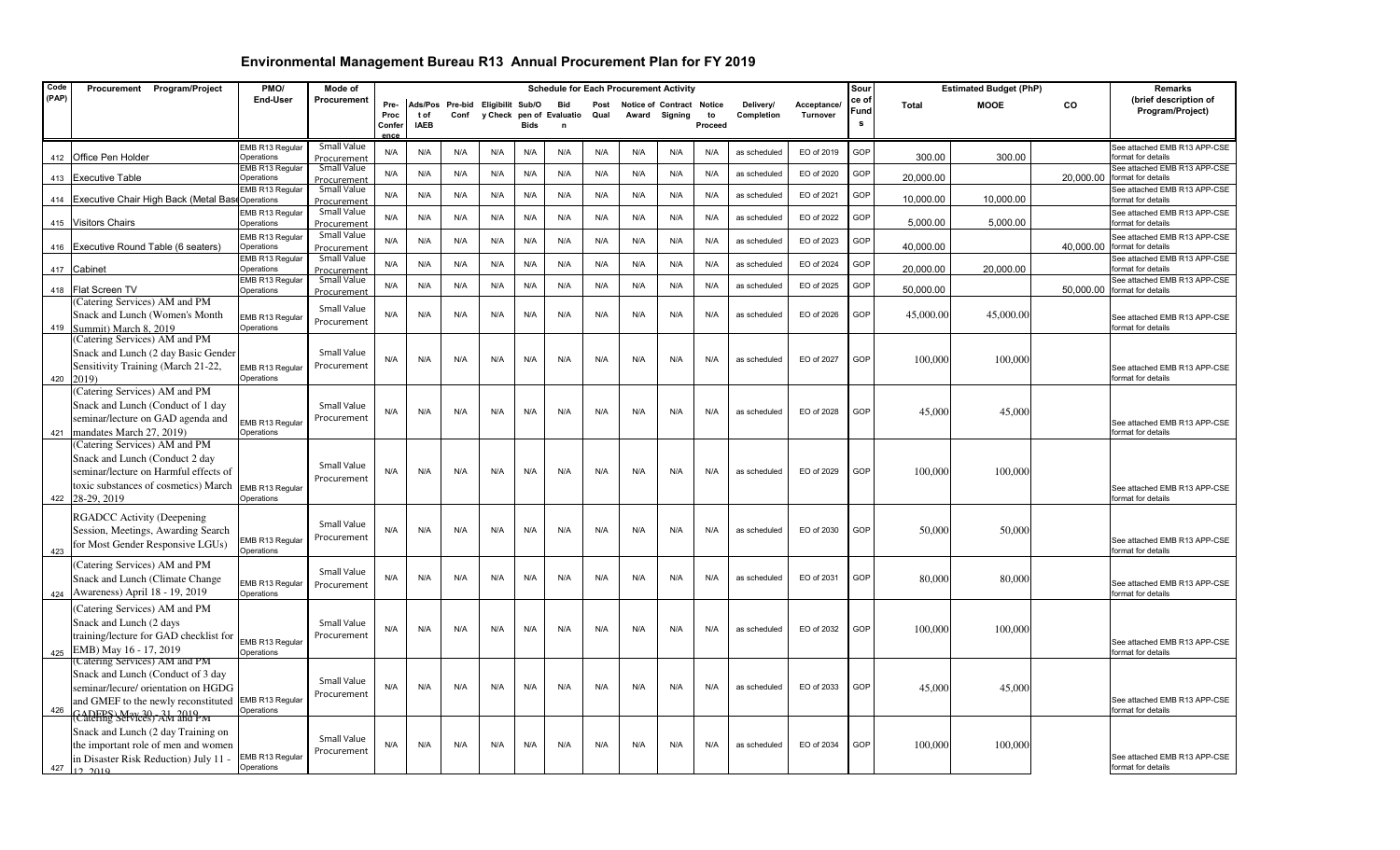# Environmental Management Bureau R13 Annual Procurement Plan for FY 2019

| Code (PAP) | Procurement Program/Project | PMO/ End-User | Mode of Procurement | Schedule for Each Procurement Activity | | | | | | | | | | | | Source of Funds | Estimated Budget (PhP) | | | Remarks (brief description of Program/Project) |
|---|---|---|---|---|---|---|---|---|---|---|---|---|---|---|---|---|---|---|---|---|
| | | | | Pre-Proc Conference | Ads/Post of IAEB | Pre-bid Conf | Eligibility Check | Sub/Open of Bids | Bid Evaluation | Post Qual | Notice of Award | Contract Signing | Notice to Proceed | Delivery/ Completion | Acceptance/ Turnover | | Total | MOOE | CO | |
| 412 | Office Pen Holder | EMB R13 Regular Operations | Small Value Procurement | N/A | N/A | N/A | N/A | N/A | N/A | N/A | N/A | N/A | N/A | as scheduled | EO of 2019 | GOP | 300.00 | 300.00 | | See attached EMB R13 APP-CSE format for details |
| 413 | Executive Table | EMB R13 Regular Operations | Small Value Procurement | N/A | N/A | N/A | N/A | N/A | N/A | N/A | N/A | N/A | N/A | as scheduled | EO of 2020 | GOP | 20,000.00 | | 20,000.00 | See attached EMB R13 APP-CSE format for details |
| 414 | Executive Chair High Back (Metal Base) | EMB R13 Regular Operations | Small Value Procurement | N/A | N/A | N/A | N/A | N/A | N/A | N/A | N/A | N/A | N/A | as scheduled | EO of 2021 | GOP | 10,000.00 | 10,000.00 | | See attached EMB R13 APP-CSE format for details |
| 415 | Visitors Chairs | EMB R13 Regular Operations | Small Value Procurement | N/A | N/A | N/A | N/A | N/A | N/A | N/A | N/A | N/A | N/A | as scheduled | EO of 2022 | GOP | 5,000.00 | 5,000.00 | | See attached EMB R13 APP-CSE format for details |
| 416 | Executive Round Table (6 seaters) | EMB R13 Regular Operations | Small Value Procurement | N/A | N/A | N/A | N/A | N/A | N/A | N/A | N/A | N/A | N/A | as scheduled | EO of 2023 | GOP | 40,000.00 | | 40,000.00 | See attached EMB R13 APP-CSE format for details |
| 417 | Cabinet | EMB R13 Regular Operations | Small Value Procurement | N/A | N/A | N/A | N/A | N/A | N/A | N/A | N/A | N/A | N/A | as scheduled | EO of 2024 | GOP | 20,000.00 | 20,000.00 | | See attached EMB R13 APP-CSE format for details |
| 418 | Flat Screen TV | EMB R13 Regular Operations | Small Value Procurement | N/A | N/A | N/A | N/A | N/A | N/A | N/A | N/A | N/A | N/A | as scheduled | EO of 2025 | GOP | 50,000.00 | | 50,000.00 | See attached EMB R13 APP-CSE format for details |
| 419 | (Catering Services) AM and PM Snack and Lunch (Women's Month Summit) March 8, 2019 | EMB R13 Regular Operations | Small Value Procurement | N/A | N/A | N/A | N/A | N/A | N/A | N/A | N/A | N/A | N/A | as scheduled | EO of 2026 | GOP | 45,000.00 | 45,000.00 | | See attached EMB R13 APP-CSE format for details |
| 420 | (Catering Services) AM and PM Snack and Lunch (2 day Basic Gender Sensitivity Training (March 21-22, 2019) | EMB R13 Regular Operations | Small Value Procurement | N/A | N/A | N/A | N/A | N/A | N/A | N/A | N/A | N/A | N/A | as scheduled | EO of 2027 | GOP | 100,000 | 100,000 | | See attached EMB R13 APP-CSE format for details |
| 421 | (Catering Services) AM and PM Snack and Lunch (Conduct of 1 day seminar/lecture on GAD agenda and mandates March 27, 2019) | EMB R13 Regular Operations | Small Value Procurement | N/A | N/A | N/A | N/A | N/A | N/A | N/A | N/A | N/A | N/A | as scheduled | EO of 2028 | GOP | 45,000 | 45,000 | | See attached EMB R13 APP-CSE format for details |
| 422 | (Catering Services) AM and PM Snack and Lunch (Conduct 2 day seminar/lecture on Harmful effects of toxic substances of cosmetics) March 28-29, 2019 | EMB R13 Regular Operations | Small Value Procurement | N/A | N/A | N/A | N/A | N/A | N/A | N/A | N/A | N/A | N/A | as scheduled | EO of 2029 | GOP | 100,000 | 100,000 | | See attached EMB R13 APP-CSE format for details |
| 423 | RGADCC Activity (Deepening Session, Meetings, Awarding Search for Most Gender Responsive LGUs) | EMB R13 Regular Operations | Small Value Procurement | N/A | N/A | N/A | N/A | N/A | N/A | N/A | N/A | N/A | N/A | as scheduled | EO of 2030 | GOP | 50,000 | 50,000 | | See attached EMB R13 APP-CSE format for details |
| 424 | (Catering Services) AM and PM Snack and Lunch (Climate Change Awareness) April 18 - 19, 2019 | EMB R13 Regular Operations | Small Value Procurement | N/A | N/A | N/A | N/A | N/A | N/A | N/A | N/A | N/A | N/A | as scheduled | EO of 2031 | GOP | 80,000 | 80,000 | | See attached EMB R13 APP-CSE format for details |
| 425 | (Catering Services) AM and PM Snack and Lunch (2 days training/lecture for GAD checklist for EMB) May 16 - 17, 2019 | EMB R13 Regular Operations | Small Value Procurement | N/A | N/A | N/A | N/A | N/A | N/A | N/A | N/A | N/A | N/A | as scheduled | EO of 2032 | GOP | 100,000 | 100,000 | | See attached EMB R13 APP-CSE format for details |
| 426 | (Catering Services) AM and PM Snack and Lunch (Conduct of 3 day seminar/lecure/ orientation on HGDG and GMEF to the newly reconstituted GADFPS) May 30 - 31, 2019 | EMB R13 Regular Operations | Small Value Procurement | N/A | N/A | N/A | N/A | N/A | N/A | N/A | N/A | N/A | N/A | as scheduled | EO of 2033 | GOP | 45,000 | 45,000 | | See attached EMB R13 APP-CSE format for details |
| 427 | (Catering Services) AM and PM Snack and Lunch (2 day Training on the important role of men and women in Disaster Risk Reduction) July 11 - 12, 2019 | EMB R13 Regular Operations | Small Value Procurement | N/A | N/A | N/A | N/A | N/A | N/A | N/A | N/A | N/A | N/A | as scheduled | EO of 2034 | GOP | 100,000 | 100,000 | | See attached EMB R13 APP-CSE format for details |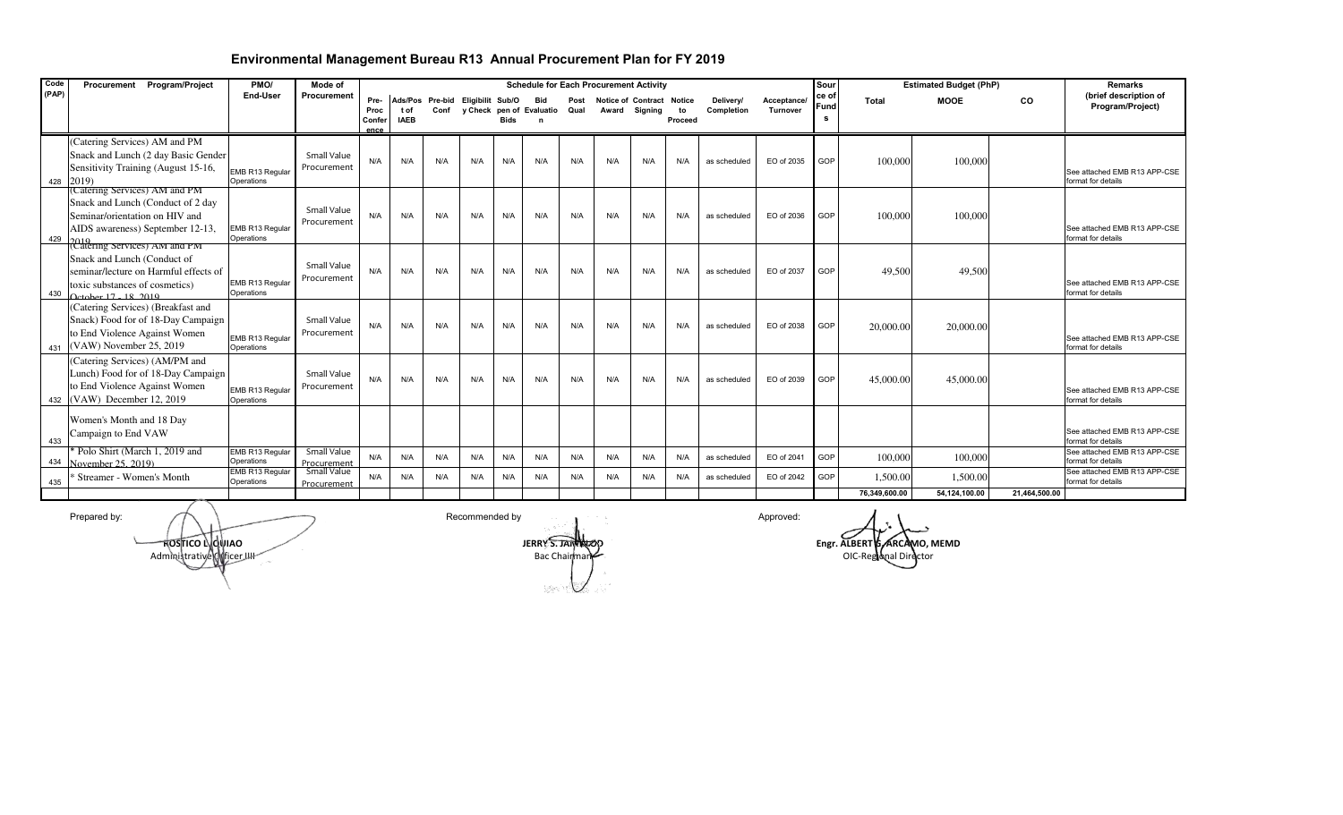# Environmental Management Bureau R13 Annual Procurement Plan for FY 2019

| Code (PAP) | Procurement Program/Project | PMO/ End-User | Mode of Procurement | Schedule for Each Procurement Activity | | | | | | | | | | | | | Source of Funds | Estimated Budget (PhP) | | | Remarks (brief description of Program/Project) |
|---|---|---|---|---|---|---|---|---|---|---|---|---|---|---|---|---|---|---|---|---|---|
| | | | | Pre-Proc Conference | Ads/Post of IAEB | Pre-bid Conf | Eligibility Check | Sub/Open of Bids | Bid Evaluation | Post Qual | Notice of Award | Contract Signing | Notice to Proceed | Delivery/ Completion | Acceptance/ Turnover | | | Total | MOOE | CO | |
| 428 | (Catering Services) AM and PM Snack and Lunch (2 day Basic Gender Sensitivity Training (August 15-16, 2019) | EMB R13 Regular Operations | Small Value Procurement | N/A | N/A | N/A | N/A | N/A | N/A | N/A | N/A | N/A | N/A | as scheduled | EO of 2035 | | GOP | 100,000 | 100,000 | | See attached EMB R13 APP-CSE format for details |
| 429 | (Catering Services) AM and PM Snack and Lunch (Conduct of 2 day Seminar/orientation on HIV and AIDS awareness) September 12-13, 2019 | EMB R13 Regular Operations | Small Value Procurement | N/A | N/A | N/A | N/A | N/A | N/A | N/A | N/A | N/A | N/A | as scheduled | EO of 2036 | | GOP | 100,000 | 100,000 | | See attached EMB R13 APP-CSE format for details |
| 430 | (Catering Services) AM and PM Snack and Lunch (Conduct of seminar/lecture on Harmful effects of toxic substances of cosmetics) October 17 - 18, 2019 | EMB R13 Regular Operations | Small Value Procurement | N/A | N/A | N/A | N/A | N/A | N/A | N/A | N/A | N/A | N/A | as scheduled | EO of 2037 | | GOP | 49,500 | 49,500 | | See attached EMB R13 APP-CSE format for details |
| 431 | (Catering Services) (Breakfast and Snack) Food for of 18-Day Campaign to End Violence Against Women (VAW) November 25, 2019 | EMB R13 Regular Operations | Small Value Procurement | N/A | N/A | N/A | N/A | N/A | N/A | N/A | N/A | N/A | N/A | as scheduled | EO of 2038 | | GOP | 20,000.00 | 20,000.00 | | See attached EMB R13 APP-CSE format for details |
| 432 | (Catering Services) (AM/PM and Lunch) Food for of 18-Day Campaign to End Violence Against Women (VAW) December 12, 2019 | EMB R13 Regular Operations | Small Value Procurement | N/A | N/A | N/A | N/A | N/A | N/A | N/A | N/A | N/A | N/A | as scheduled | EO of 2039 | | GOP | 45,000.00 | 45,000.00 | | See attached EMB R13 APP-CSE format for details |
| 433 | Women's Month and 18 Day Campaign to End VAW | | | | | | | | | | | | | | | | | | | | See attached EMB R13 APP-CSE format for details |
| 434 | * Polo Shirt (March 1, 2019 and November 25, 2019) | EMB R13 Regular Operations | Small Value Procurement | N/A | N/A | N/A | N/A | N/A | N/A | N/A | N/A | N/A | N/A | as scheduled | EO of 2041 | | GOP | 100,000 | 100,000 | | See attached EMB R13 APP-CSE format for details |
| 435 | * Streamer - Women's Month | EMB R13 Regular Operations | Small Value Procurement | N/A | N/A | N/A | N/A | N/A | N/A | N/A | N/A | N/A | N/A | as scheduled | EO of 2042 | | GOP | 1,500.00 | 1,500.00 | | See attached EMB R13 APP-CSE format for details |
| | | | | | | | | | | | | | | | | | | 76,349,600.00 | 54,124,100.00 | 21,464,500.00 | |

Prepared by:

**RUSTICO L. QUIAO**
Administrative Officer III

Recommended by

**JERRY S. JARDIOO**
Bac Chairman

Approved:

**Engr. ALBERT G. ARCAMO, MEMD**
OIC-Regional Director